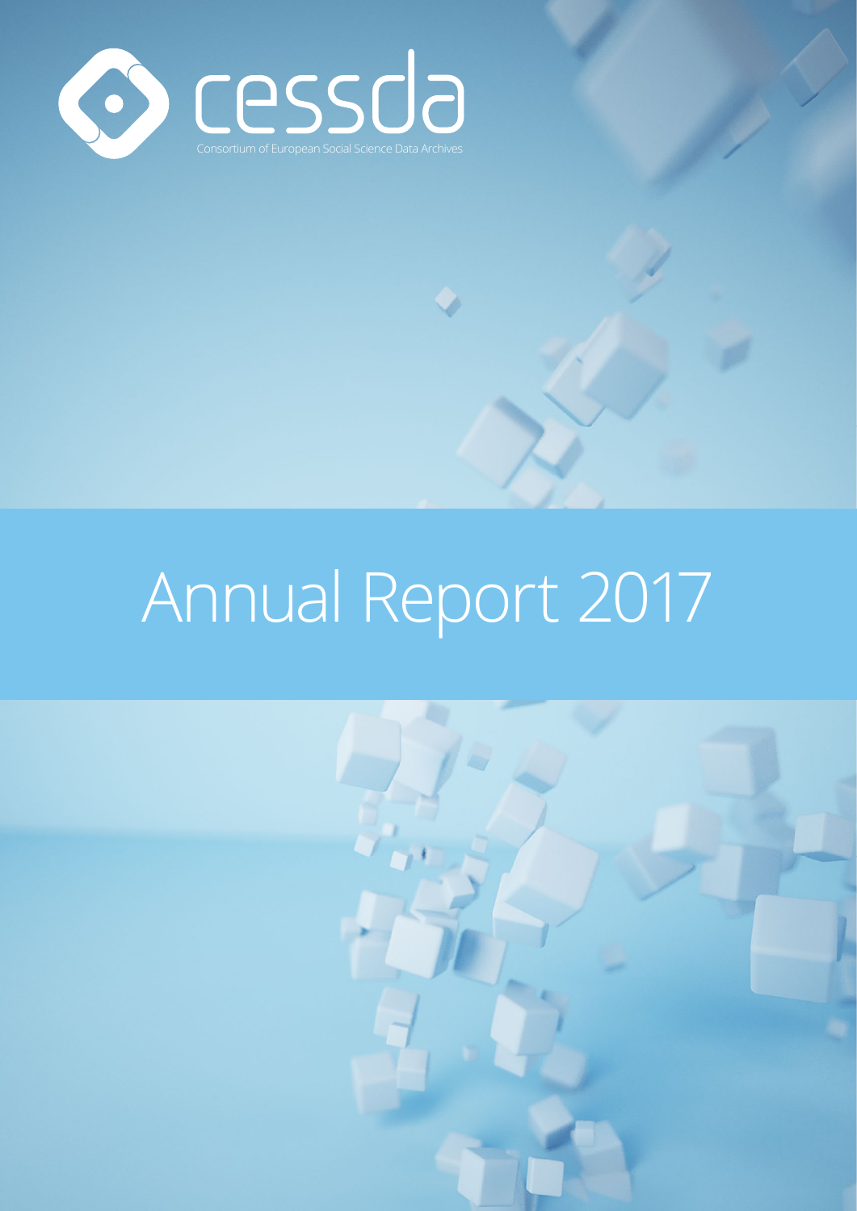cessda

Consortium of European Social Science Data Archives

# Annual Report 2017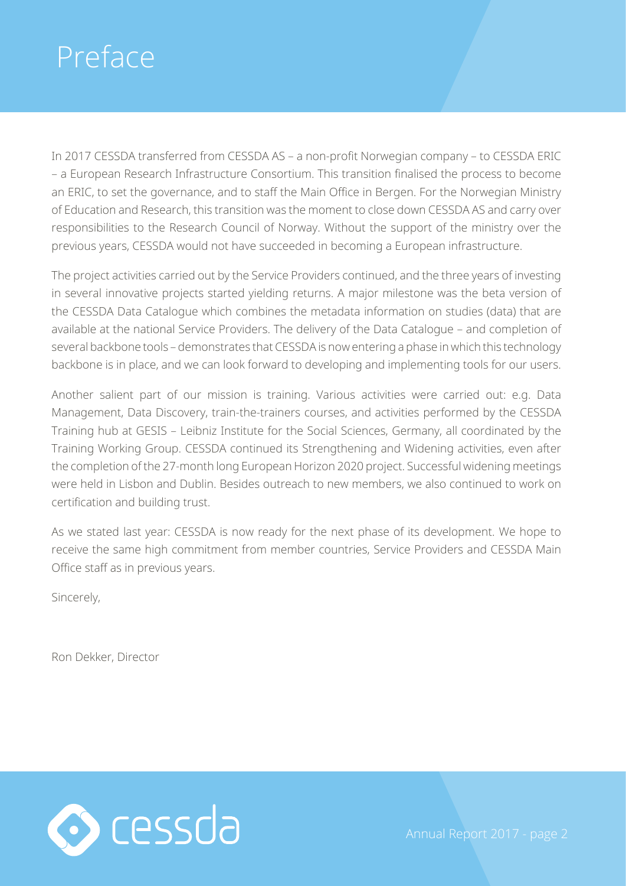# Preface

In 2017 CESSDA transferred from CESSDA AS – a non-profit Norwegian company – to CESSDA ERIC – a European Research Infrastructure Consortium. This transition finalised the process to become an ERIC, to set the governance, and to staff the Main Office in Bergen. For the Norwegian Ministry of Education and Research, this transition was the moment to close down CESSDA AS and carry over responsibilities to the Research Council of Norway. Without the support of the ministry over the previous years, CESSDA would not have succeeded in becoming a European infrastructure.

The project activities carried out by the Service Providers continued, and the three years of investing in several innovative projects started yielding returns. A major milestone was the beta version of the CESSDA Data Catalogue which combines the metadata information on studies (data) that are available at the national Service Providers. The delivery of the Data Catalogue – and completion of several backbone tools – demonstrates that CESSDA is now entering a phase in which this technology backbone is in place, and we can look forward to developing and implementing tools for our users.

Another salient part of our mission is training. Various activities were carried out: e.g. Data Management, Data Discovery, train-the-trainers courses, and activities performed by the CESSDA Training hub at GESIS – Leibniz Institute for the Social Sciences, Germany, all coordinated by the Training Working Group. CESSDA continued its Strengthening and Widening activities, even after the completion of the 27-month long European Horizon 2020 project. Successful widening meetings were held in Lisbon and Dublin. Besides outreach to new members, we also continued to work on certification and building trust.

As we stated last year: CESSDA is now ready for the next phase of its development. We hope to receive the same high commitment from member countries, Service Providers and CESSDA Main Office staff as in previous years.

Sincerely,

Ron Dekker, Director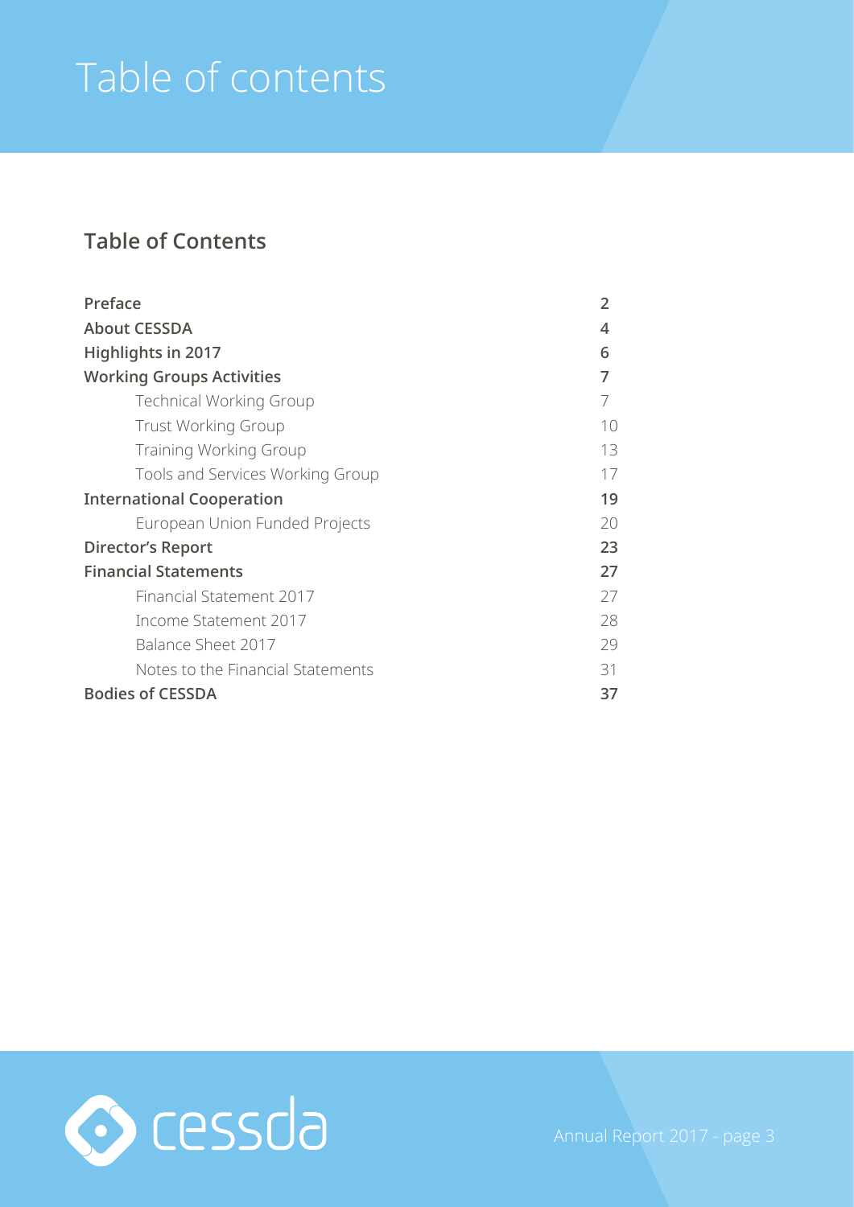# Table of contents

## Table of Contents

| | |
|---|---|
| **Preface** | **2** |
| **About CESSDA** | **4** |
| **Highlights in 2017** | **6** |
| **Working Groups Activities** | **7** |
| Technical Working Group | 7 |
| Trust Working Group | 10 |
| Training Working Group | 13 |
| Tools and Services Working Group | 17 |
| **International Cooperation** | **19** |
| European Union Funded Projects | 20 |
| **Director's Report** | **23** |
| **Financial Statements** | **27** |
| Financial Statement 2017 | 27 |
| Income Statement 2017 | 28 |
| Balance Sheet 2017 | 29 |
| Notes to the Financial Statements | 31 |
| **Bodies of CESSDA** | **37** |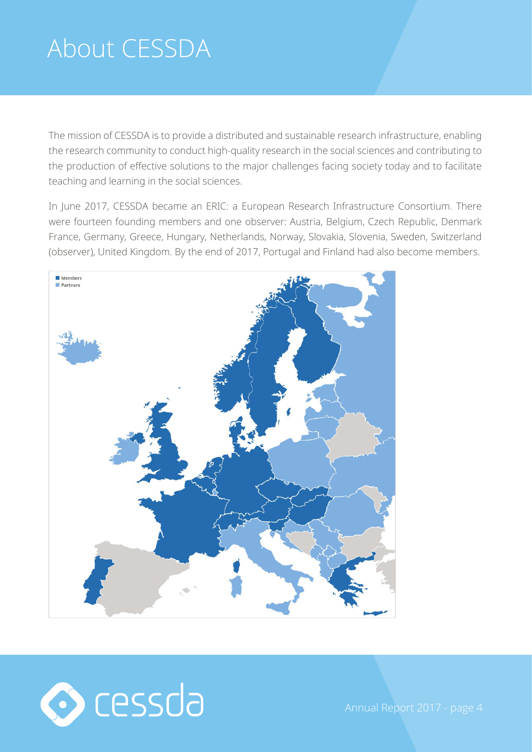# About CESSDA

The mission of CESSDA is to provide a distributed and sustainable research infrastructure, enabling the research community to conduct high-quality research in the social sciences and contributing to the production of effective solutions to the major challenges facing society today and to facilitate teaching and learning in the social sciences.

In June 2017, CESSDA became an ERIC: a European Research Infrastructure Consortium. There were fourteen founding members and one observer: Austria, Belgium, Czech Republic, Denmark France, Germany, Greece, Hungary, Netherlands, Norway, Slovakia, Slovenia, Sweden, Switzerland (observer), United Kingdom. By the end of 2017, Portugal and Finland had also become members.

Members
Partners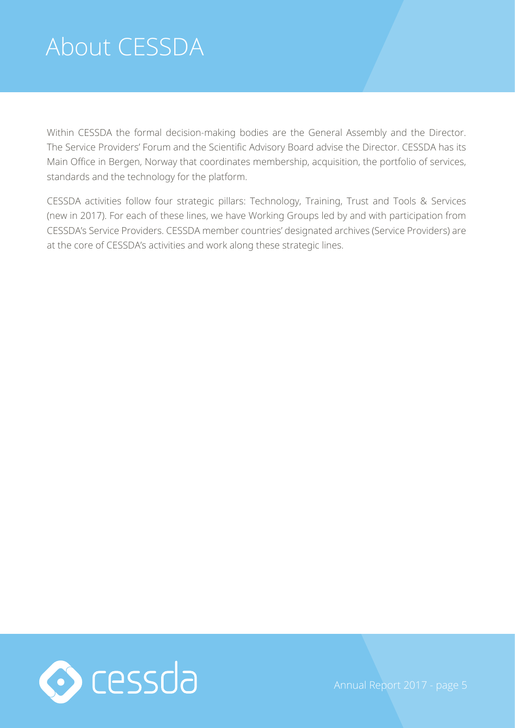# About CESSDA

Within CESSDA the formal decision-making bodies are the General Assembly and the Director. The Service Providers' Forum and the Scientific Advisory Board advise the Director. CESSDA has its Main Office in Bergen, Norway that coordinates membership, acquisition, the portfolio of services, standards and the technology for the platform.

CESSDA activities follow four strategic pillars: Technology, Training, Trust and Tools & Services (new in 2017). For each of these lines, we have Working Groups led by and with participation from CESSDA's Service Providers. CESSDA member countries' designated archives (Service Providers) are at the core of CESSDA's activities and work along these strategic lines.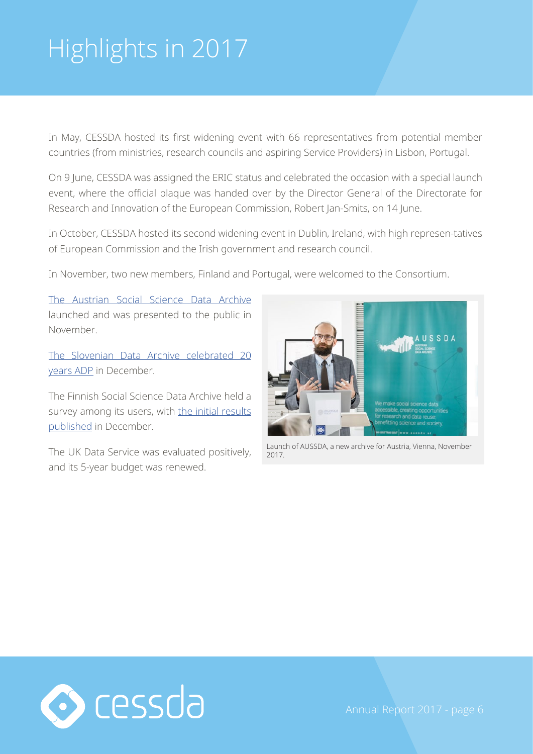# Highlights in 2017

In May, CESSDA hosted its first widening event with 66 representatives from potential member countries (from ministries, research councils and aspiring Service Providers) in Lisbon, Portugal.

On 9 June, CESSDA was assigned the ERIC status and celebrated the occasion with a special launch event, where the official plaque was handed over by the Director General of the Directorate for Research and Innovation of the European Commission, Robert Jan-Smits, on 14 June.

In October, CESSDA hosted its second widening event in Dublin, Ireland, with high represen-tatives of European Commission and the Irish government and research council.

In November, two new members, Finland and Portugal, were welcomed to the Consortium.

The Austrian Social Science Data Archive launched and was presented to the public in November.

The Slovenian Data Archive celebrated 20 years ADP in December.

The Finnish Social Science Data Archive held a survey among its users, with the initial results published in December.

The UK Data Service was evaluated positively, and its 5-year budget was renewed.

Launch of AUSSDA, a new archive for Austria, Vienna, November 2017.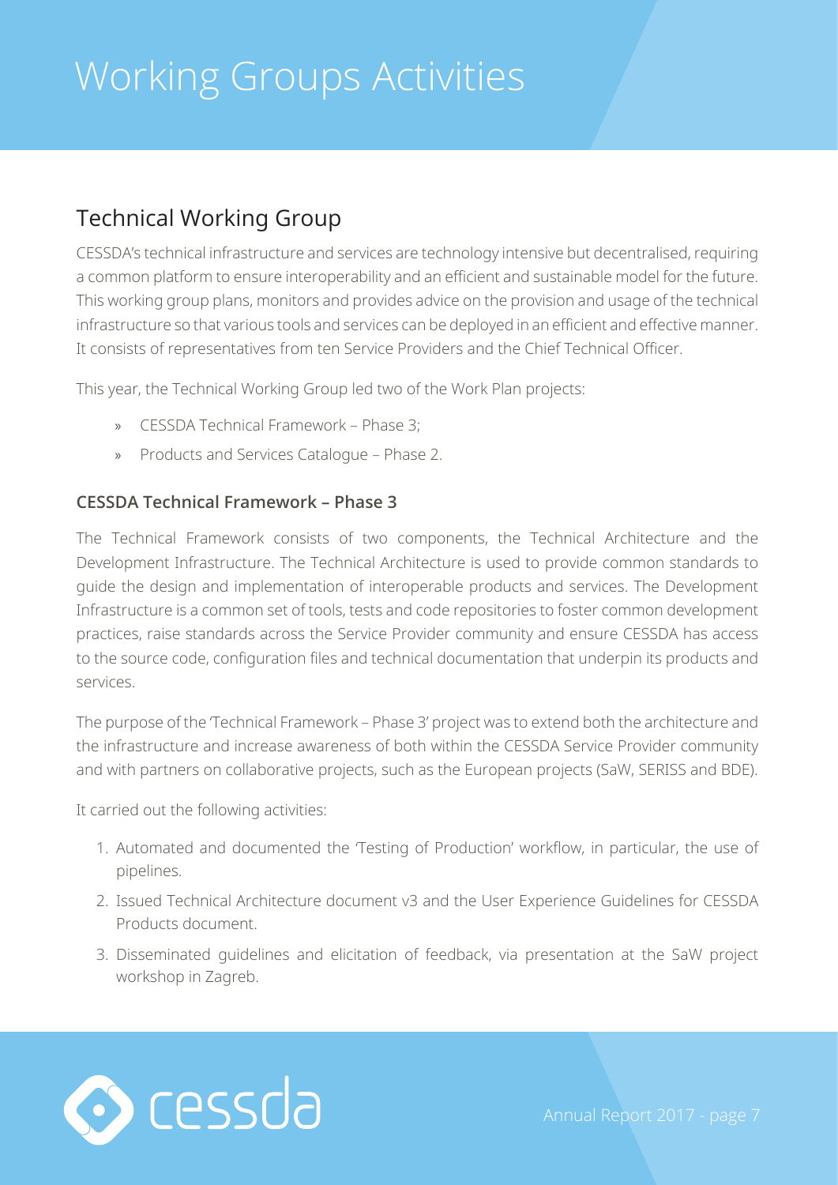# Working Groups Activities

## Technical Working Group

CESSDA's technical infrastructure and services are technology intensive but decentralised, requiring a common platform to ensure interoperability and an efficient and sustainable model for the future. This working group plans, monitors and provides advice on the provision and usage of the technical infrastructure so that various tools and services can be deployed in an efficient and effective manner. It consists of representatives from ten Service Providers and the Chief Technical Officer.

This year, the Technical Working Group led two of the Work Plan projects:

- CESSDA Technical Framework – Phase 3;
- Products and Services Catalogue – Phase 2.

### CESSDA Technical Framework – Phase 3

The Technical Framework consists of two components, the Technical Architecture and the Development Infrastructure. The Technical Architecture is used to provide common standards to guide the design and implementation of interoperable products and services. The Development Infrastructure is a common set of tools, tests and code repositories to foster common development practices, raise standards across the Service Provider community and ensure CESSDA has access to the source code, configuration files and technical documentation that underpin its products and services.

The purpose of the 'Technical Framework – Phase 3' project was to extend both the architecture and the infrastructure and increase awareness of both within the CESSDA Service Provider community and with partners on collaborative projects, such as the European projects (SaW, SERISS and BDE).

It carried out the following activities:

1. Automated and documented the 'Testing of Production' workflow, in particular, the use of pipelines.
2. Issued Technical Architecture document v3 and the User Experience Guidelines for CESSDA Products document.
3. Disseminated guidelines and elicitation of feedback, via presentation at the SaW project workshop in Zagreb.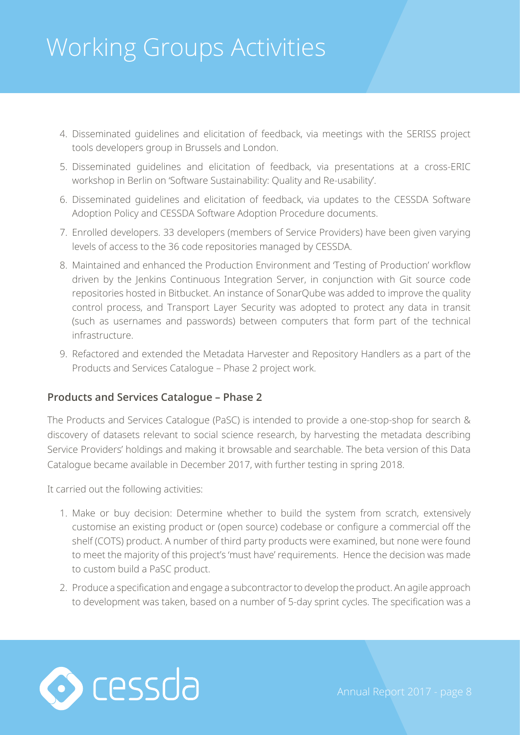4. Disseminated guidelines and elicitation of feedback, via meetings with the SERISS project tools developers group in Brussels and London.
5. Disseminated guidelines and elicitation of feedback, via presentations at a cross-ERIC workshop in Berlin on 'Software Sustainability: Quality and Re-usability'.
6. Disseminated guidelines and elicitation of feedback, via updates to the CESSDA Software Adoption Policy and CESSDA Software Adoption Procedure documents.
7. Enrolled developers. 33 developers (members of Service Providers) have been given varying levels of access to the 36 code repositories managed by CESSDA.
8. Maintained and enhanced the Production Environment and 'Testing of Production' workflow driven by the Jenkins Continuous Integration Server, in conjunction with Git source code repositories hosted in Bitbucket. An instance of SonarQube was added to improve the quality control process, and Transport Layer Security was adopted to protect any data in transit (such as usernames and passwords) between computers that form part of the technical infrastructure.
9. Refactored and extended the Metadata Harvester and Repository Handlers as a part of the Products and Services Catalogue – Phase 2 project work.

### Products and Services Catalogue – Phase 2

The Products and Services Catalogue (PaSC) is intended to provide a one-stop-shop for search & discovery of datasets relevant to social science research, by harvesting the metadata describing Service Providers' holdings and making it browsable and searchable. The beta version of this Data Catalogue became available in December 2017, with further testing in spring 2018.

It carried out the following activities:

1. Make or buy decision: Determine whether to build the system from scratch, extensively customise an existing product or (open source) codebase or configure a commercial off the shelf (COTS) product. A number of third party products were examined, but none were found to meet the majority of this project's 'must have' requirements. Hence the decision was made to custom build a PaSC product.
2. Produce a specification and engage a subcontractor to develop the product. An agile approach to development was taken, based on a number of 5-day sprint cycles. The specification was a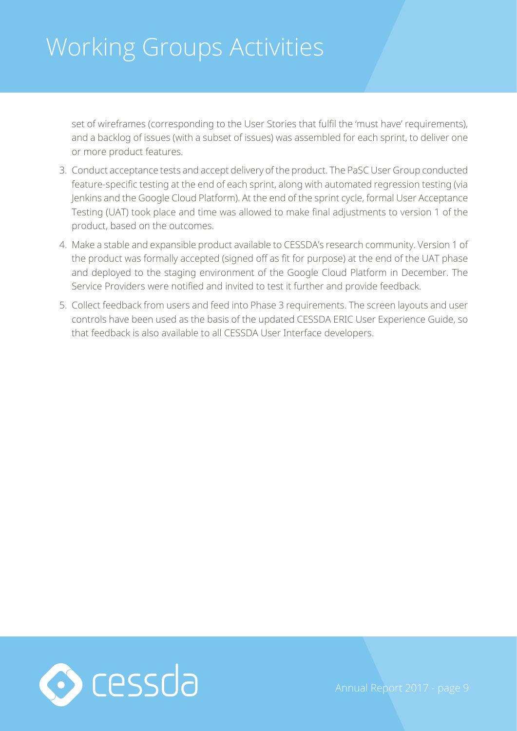# Working Groups Activities

set of wireframes (corresponding to the User Stories that fulfil the 'must have' requirements), and a backlog of issues (with a subset of issues) was assembled for each sprint, to deliver one or more product features.

3. Conduct acceptance tests and accept delivery of the product. The PaSC User Group conducted feature-specific testing at the end of each sprint, along with automated regression testing (via Jenkins and the Google Cloud Platform). At the end of the sprint cycle, formal User Acceptance Testing (UAT) took place and time was allowed to make final adjustments to version 1 of the product, based on the outcomes.
4. Make a stable and expansible product available to CESSDA's research community. Version 1 of the product was formally accepted (signed off as fit for purpose) at the end of the UAT phase and deployed to the staging environment of the Google Cloud Platform in December. The Service Providers were notified and invited to test it further and provide feedback.
5. Collect feedback from users and feed into Phase 3 requirements. The screen layouts and user controls have been used as the basis of the updated CESSDA ERIC User Experience Guide, so that feedback is also available to all CESSDA User Interface developers.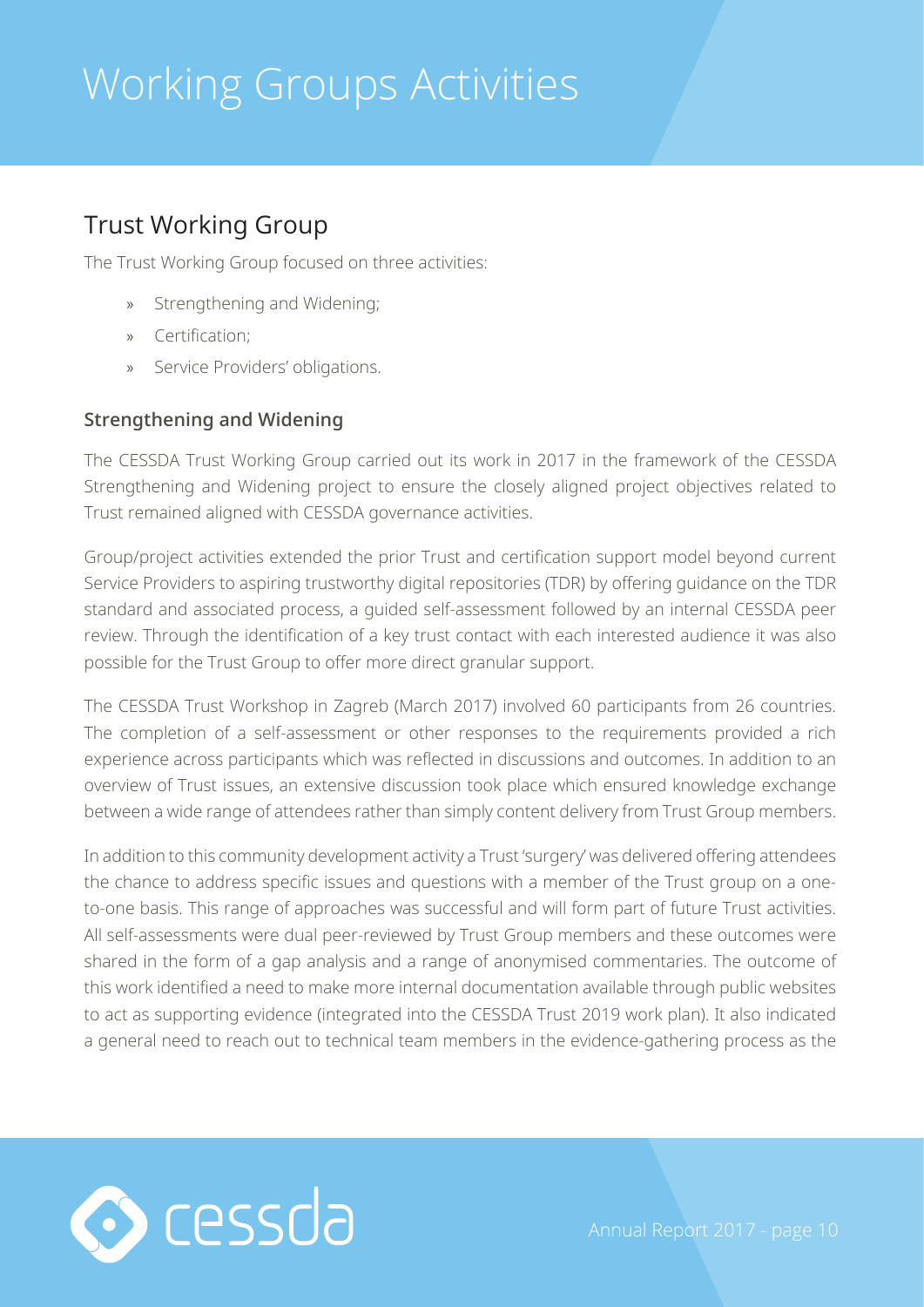# Working Groups Activities

## Trust Working Group

The Trust Working Group focused on three activities:

- Strengthening and Widening;
- Certification;
- Service Providers' obligations.

### Strengthening and Widening

The CESSDA Trust Working Group carried out its work in 2017 in the framework of the CESSDA Strengthening and Widening project to ensure the closely aligned project objectives related to Trust remained aligned with CESSDA governance activities.

Group/project activities extended the prior Trust and certification support model beyond current Service Providers to aspiring trustworthy digital repositories (TDR) by offering guidance on the TDR standard and associated process, a guided self-assessment followed by an internal CESSDA peer review. Through the identification of a key trust contact with each interested audience it was also possible for the Trust Group to offer more direct granular support.

The CESSDA Trust Workshop in Zagreb (March 2017) involved 60 participants from 26 countries. The completion of a self-assessment or other responses to the requirements provided a rich experience across participants which was reflected in discussions and outcomes. In addition to an overview of Trust issues, an extensive discussion took place which ensured knowledge exchange between a wide range of attendees rather than simply content delivery from Trust Group members.

In addition to this community development activity a Trust 'surgery' was delivered offering attendees the chance to address specific issues and questions with a member of the Trust group on a one-to-one basis. This range of approaches was successful and will form part of future Trust activities. All self-assessments were dual peer-reviewed by Trust Group members and these outcomes were shared in the form of a gap analysis and a range of anonymised commentaries. The outcome of this work identified a need to make more internal documentation available through public websites to act as supporting evidence (integrated into the CESSDA Trust 2019 work plan). It also indicated a general need to reach out to technical team members in the evidence-gathering process as the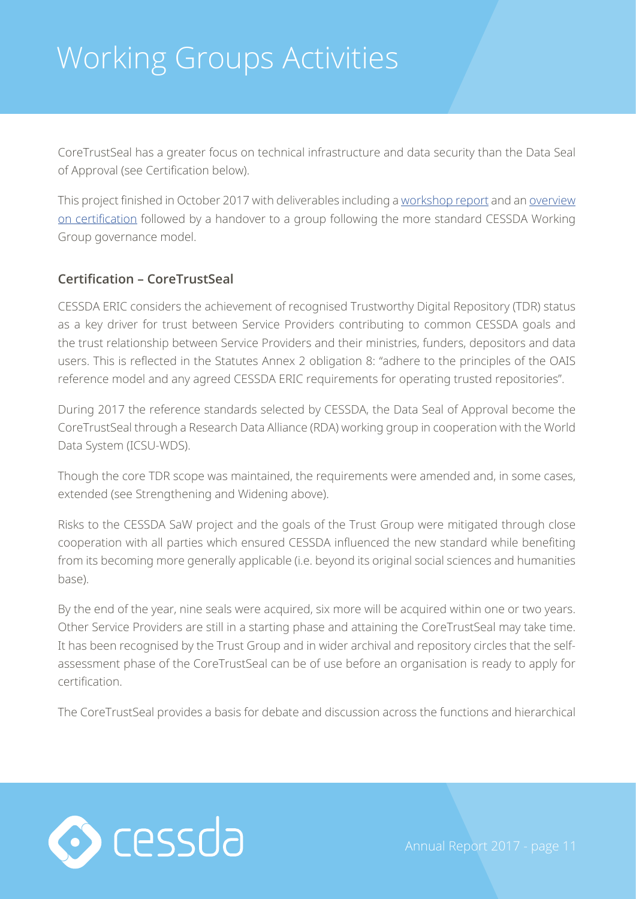# Working Groups Activities

CoreTrustSeal has a greater focus on technical infrastructure and data security than the Data Seal of Approval (see Certification below).

This project finished in October 2017 with deliverables including a [workshop report]() and an [overview on certification]() followed by a handover to a group following the more standard CESSDA Working Group governance model.

### Certification – CoreTrustSeal

CESSDA ERIC considers the achievement of recognised Trustworthy Digital Repository (TDR) status as a key driver for trust between Service Providers contributing to common CESSDA goals and the trust relationship between Service Providers and their ministries, funders, depositors and data users. This is reflected in the Statutes Annex 2 obligation 8: "adhere to the principles of the OAIS reference model and any agreed CESSDA ERIC requirements for operating trusted repositories".

During 2017 the reference standards selected by CESSDA, the Data Seal of Approval become the CoreTrustSeal through a Research Data Alliance (RDA) working group in cooperation with the World Data System (ICSU-WDS).

Though the core TDR scope was maintained, the requirements were amended and, in some cases, extended (see Strengthening and Widening above).

Risks to the CESSDA SaW project and the goals of the Trust Group were mitigated through close cooperation with all parties which ensured CESSDA influenced the new standard while benefiting from its becoming more generally applicable (i.e. beyond its original social sciences and humanities base).

By the end of the year, nine seals were acquired, six more will be acquired within one or two years. Other Service Providers are still in a starting phase and attaining the CoreTrustSeal may take time. It has been recognised by the Trust Group and in wider archival and repository circles that the self-assessment phase of the CoreTrustSeal can be of use before an organisation is ready to apply for certification.

The CoreTrustSeal provides a basis for debate and discussion across the functions and hierarchical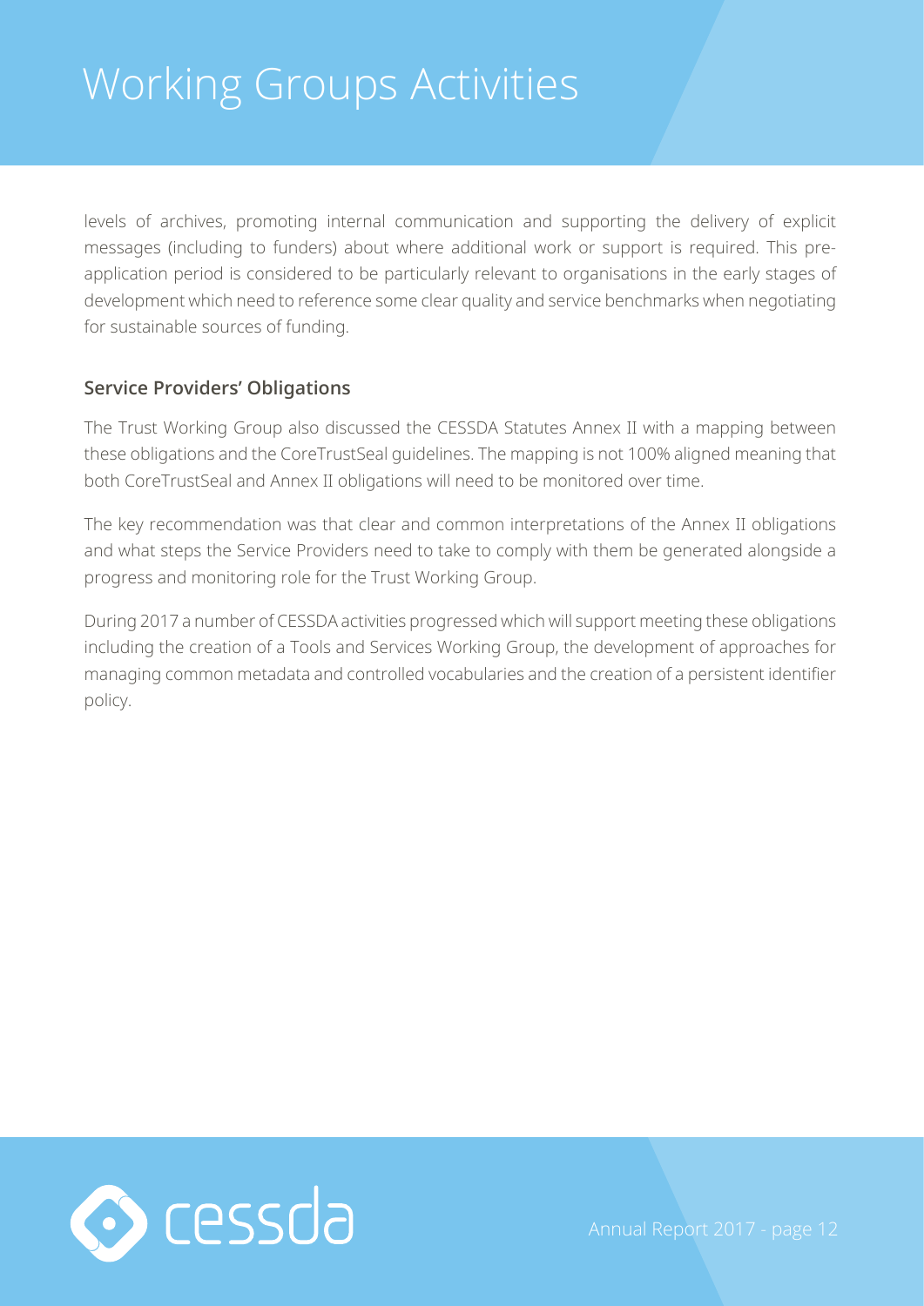levels of archives, promoting internal communication and supporting the delivery of explicit messages (including to funders) about where additional work or support is required. This pre-application period is considered to be particularly relevant to organisations in the early stages of development which need to reference some clear quality and service benchmarks when negotiating for sustainable sources of funding.

### Service Providers' Obligations

The Trust Working Group also discussed the CESSDA Statutes Annex II with a mapping between these obligations and the CoreTrustSeal guidelines. The mapping is not 100% aligned meaning that both CoreTrustSeal and Annex II obligations will need to be monitored over time.

The key recommendation was that clear and common interpretations of the Annex II obligations and what steps the Service Providers need to take to comply with them be generated alongside a progress and monitoring role for the Trust Working Group.

During 2017 a number of CESSDA activities progressed which will support meeting these obligations including the creation of a Tools and Services Working Group, the development of approaches for managing common metadata and controlled vocabularies and the creation of a persistent identifier policy.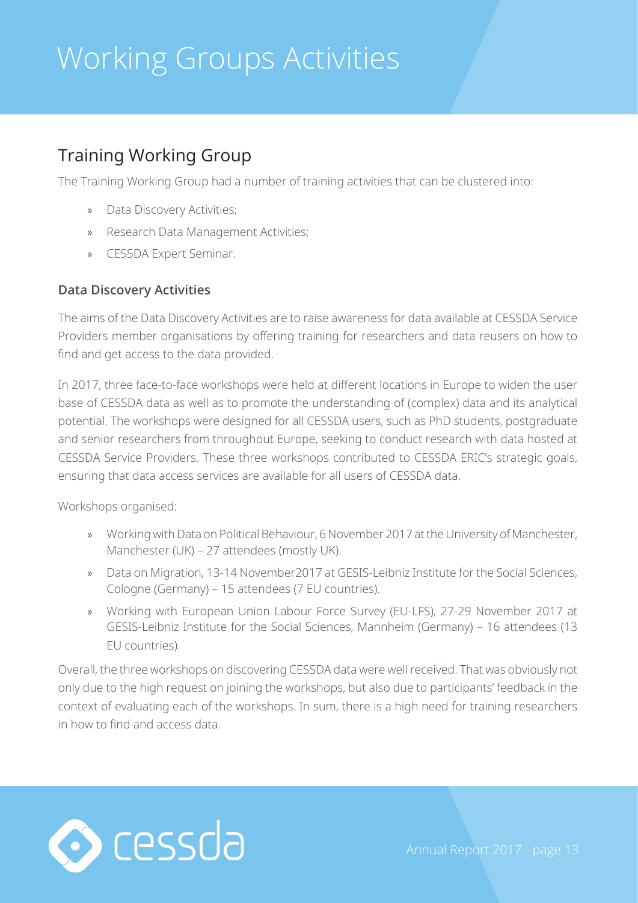# Working Groups Activities

## Training Working Group

The Training Working Group had a number of training activities that can be clustered into:

- Data Discovery Activities;
- Research Data Management Activities;
- CESSDA Expert Seminar.

### Data Discovery Activities

The aims of the Data Discovery Activities are to raise awareness for data available at CESSDA Service Providers member organisations by offering training for researchers and data reusers on how to find and get access to the data provided.

In 2017, three face-to-face workshops were held at different locations in Europe to widen the user base of CESSDA data as well as to promote the understanding of (complex) data and its analytical potential. The workshops were designed for all CESSDA users, such as PhD students, postgraduate and senior researchers from throughout Europe, seeking to conduct research with data hosted at CESSDA Service Providers. These three workshops contributed to CESSDA ERIC's strategic goals, ensuring that data access services are available for all users of CESSDA data.

Workshops organised:

- Working with Data on Political Behaviour, 6 November 2017 at the University of Manchester, Manchester (UK) – 27 attendees (mostly UK).
- Data on Migration, 13-14 November2017 at GESIS-Leibniz Institute for the Social Sciences, Cologne (Germany) – 15 attendees (7 EU countries).
- Working with European Union Labour Force Survey (EU-LFS), 27-29 November 2017 at GESIS-Leibniz Institute for the Social Sciences, Mannheim (Germany) – 16 attendees (13 EU countries).

Overall, the three workshops on discovering CESSDA data were well received. That was obviously not only due to the high request on joining the workshops, but also due to participants' feedback in the context of evaluating each of the workshops. In sum, there is a high need for training researchers in how to find and access data.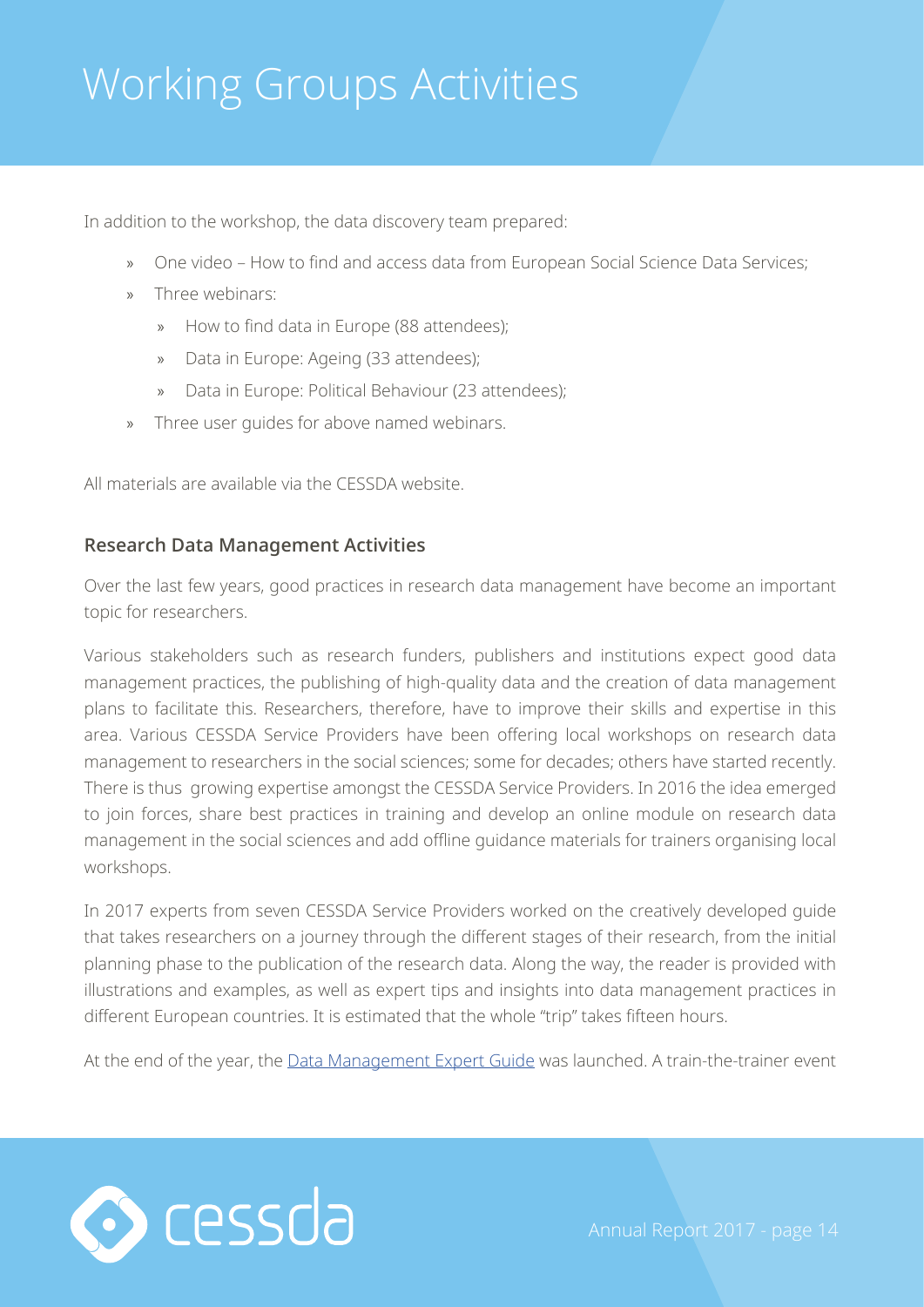# Working Groups Activities

In addition to the workshop, the data discovery team prepared:

- One video – How to find and access data from European Social Science Data Services;
- Three webinars:
  - How to find data in Europe (88 attendees);
  - Data in Europe: Ageing (33 attendees);
  - Data in Europe: Political Behaviour (23 attendees);
- Three user guides for above named webinars.

All materials are available via the CESSDA website.

### Research Data Management Activities

Over the last few years, good practices in research data management have become an important topic for researchers.

Various stakeholders such as research funders, publishers and institutions expect good data management practices, the publishing of high-quality data and the creation of data management plans to facilitate this. Researchers, therefore, have to improve their skills and expertise in this area. Various CESSDA Service Providers have been offering local workshops on research data management to researchers in the social sciences; some for decades; others have started recently. There is thus growing expertise amongst the CESSDA Service Providers. In 2016 the idea emerged to join forces, share best practices in training and develop an online module on research data management in the social sciences and add offline guidance materials for trainers organising local workshops.

In 2017 experts from seven CESSDA Service Providers worked on the creatively developed guide that takes researchers on a journey through the different stages of their research, from the initial planning phase to the publication of the research data. Along the way, the reader is provided with illustrations and examples, as well as expert tips and insights into data management practices in different European countries. It is estimated that the whole "trip" takes fifteen hours.

At the end of the year, the Data Management Expert Guide was launched. A train-the-trainer event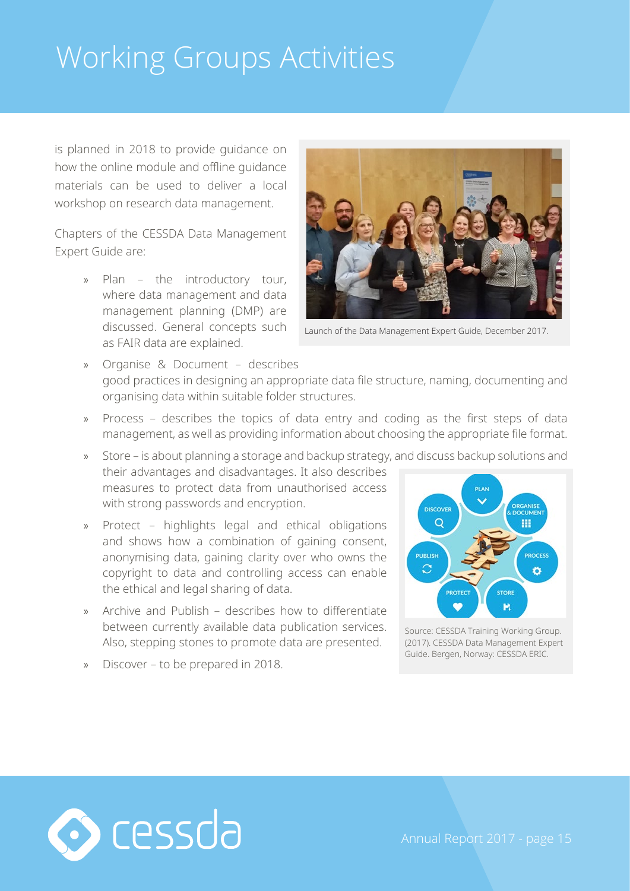# Working Groups Activities

is planned in 2018 to provide guidance on how the online module and offline guidance materials can be used to deliver a local workshop on research data management.

Chapters of the CESSDA Data Management Expert Guide are:

- Plan – the introductory tour, where data management and data management planning (DMP) are discussed. General concepts such as FAIR data are explained.
- Organise & Document – describes good practices in designing an appropriate data file structure, naming, documenting and organising data within suitable folder structures.
- Process – describes the topics of data entry and coding as the first steps of data management, as well as providing information about choosing the appropriate file format.
- Store – is about planning a storage and backup strategy, and discuss backup solutions and their advantages and disadvantages. It also describes measures to protect data from unauthorised access with strong passwords and encryption.
- Protect – highlights legal and ethical obligations and shows how a combination of gaining consent, anonymising data, gaining clarity over who owns the copyright to data and controlling access can enable the ethical and legal sharing of data.
- Archive and Publish – describes how to differentiate between currently available data publication services. Also, stepping stones to promote data are presented.
- Discover – to be prepared in 2018.

Launch of the Data Management Expert Guide, December 2017.

Source: CESSDA Training Working Group. (2017). CESSDA Data Management Expert Guide. Bergen, Norway: CESSDA ERIC.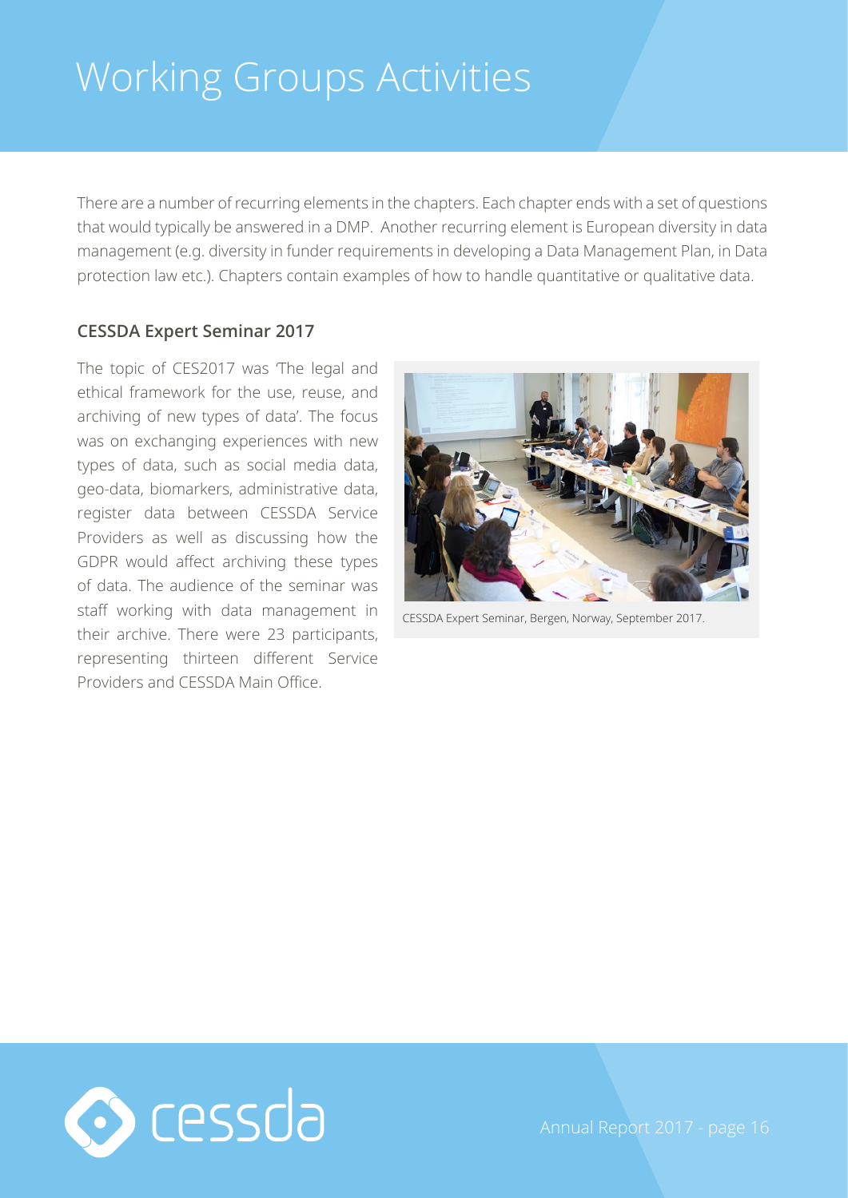# Working Groups Activities

There are a number of recurring elements in the chapters. Each chapter ends with a set of questions that would typically be answered in a DMP. Another recurring element is European diversity in data management (e.g. diversity in funder requirements in developing a Data Management Plan, in Data protection law etc.). Chapters contain examples of how to handle quantitative or qualitative data.

### CESSDA Expert Seminar 2017

The topic of CES2017 was 'The legal and ethical framework for the use, reuse, and archiving of new types of data'. The focus was on exchanging experiences with new types of data, such as social media data, geo-data, biomarkers, administrative data, register data between CESSDA Service Providers as well as discussing how the GDPR would affect archiving these types of data. The audience of the seminar was staff working with data management in their archive. There were 23 participants, representing thirteen different Service Providers and CESSDA Main Office.

CESSDA Expert Seminar, Bergen, Norway, September 2017.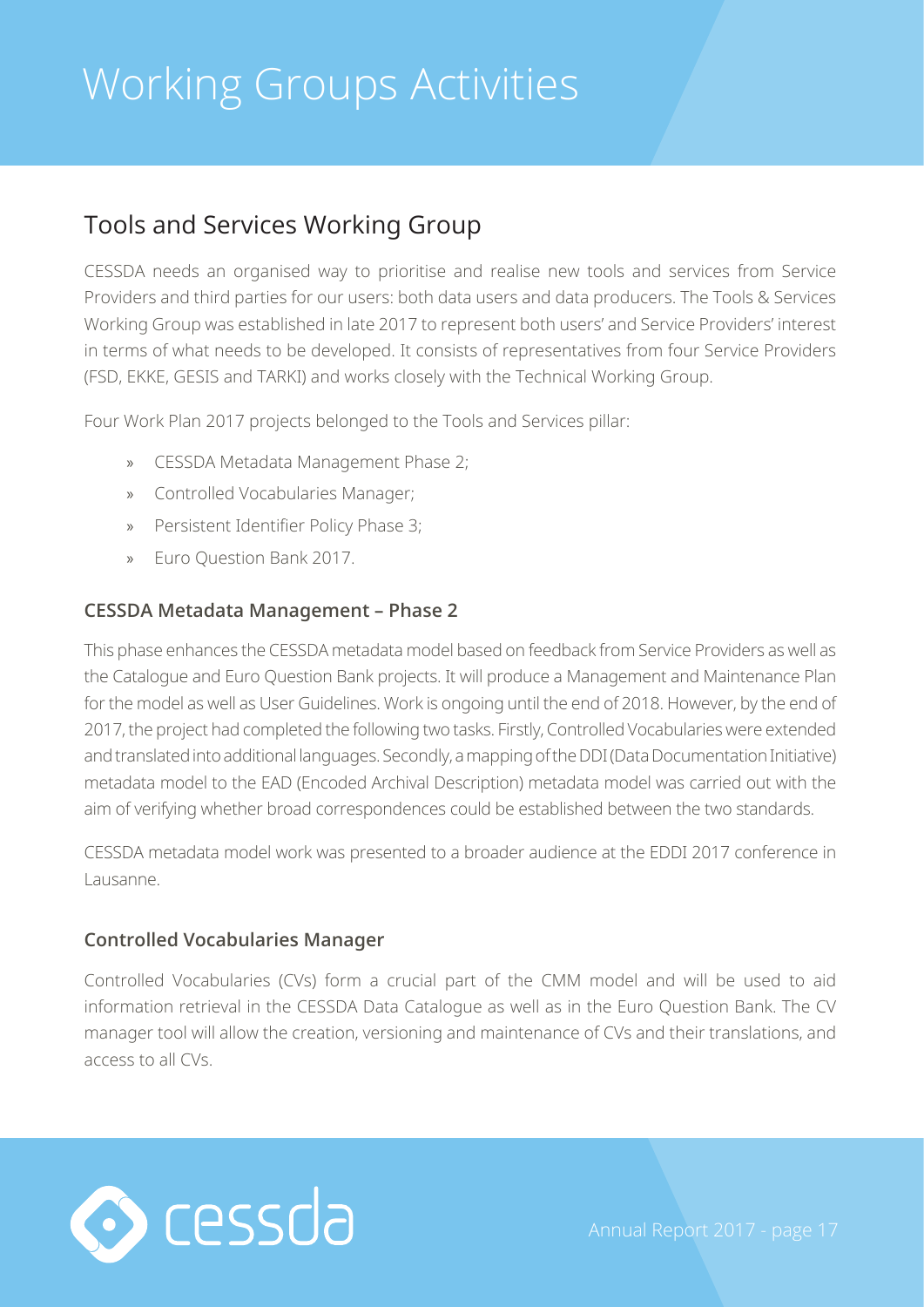# Working Groups Activities

## Tools and Services Working Group

CESSDA needs an organised way to prioritise and realise new tools and services from Service Providers and third parties for our users: both data users and data producers. The Tools & Services Working Group was established in late 2017 to represent both users' and Service Providers' interest in terms of what needs to be developed. It consists of representatives from four Service Providers (FSD, EKKE, GESIS and TARKI) and works closely with the Technical Working Group.

Four Work Plan 2017 projects belonged to the Tools and Services pillar:

- CESSDA Metadata Management Phase 2;
- Controlled Vocabularies Manager;
- Persistent Identifier Policy Phase 3;
- Euro Question Bank 2017.

### CESSDA Metadata Management – Phase 2

This phase enhances the CESSDA metadata model based on feedback from Service Providers as well as the Catalogue and Euro Question Bank projects. It will produce a Management and Maintenance Plan for the model as well as User Guidelines. Work is ongoing until the end of 2018. However, by the end of 2017, the project had completed the following two tasks. Firstly, Controlled Vocabularies were extended and translated into additional languages. Secondly, a mapping of the DDI (Data Documentation Initiative) metadata model to the EAD (Encoded Archival Description) metadata model was carried out with the aim of verifying whether broad correspondences could be established between the two standards.

CESSDA metadata model work was presented to a broader audience at the EDDI 2017 conference in Lausanne.

### Controlled Vocabularies Manager

Controlled Vocabularies (CVs) form a crucial part of the CMM model and will be used to aid information retrieval in the CESSDA Data Catalogue as well as in the Euro Question Bank. The CV manager tool will allow the creation, versioning and maintenance of CVs and their translations, and access to all CVs.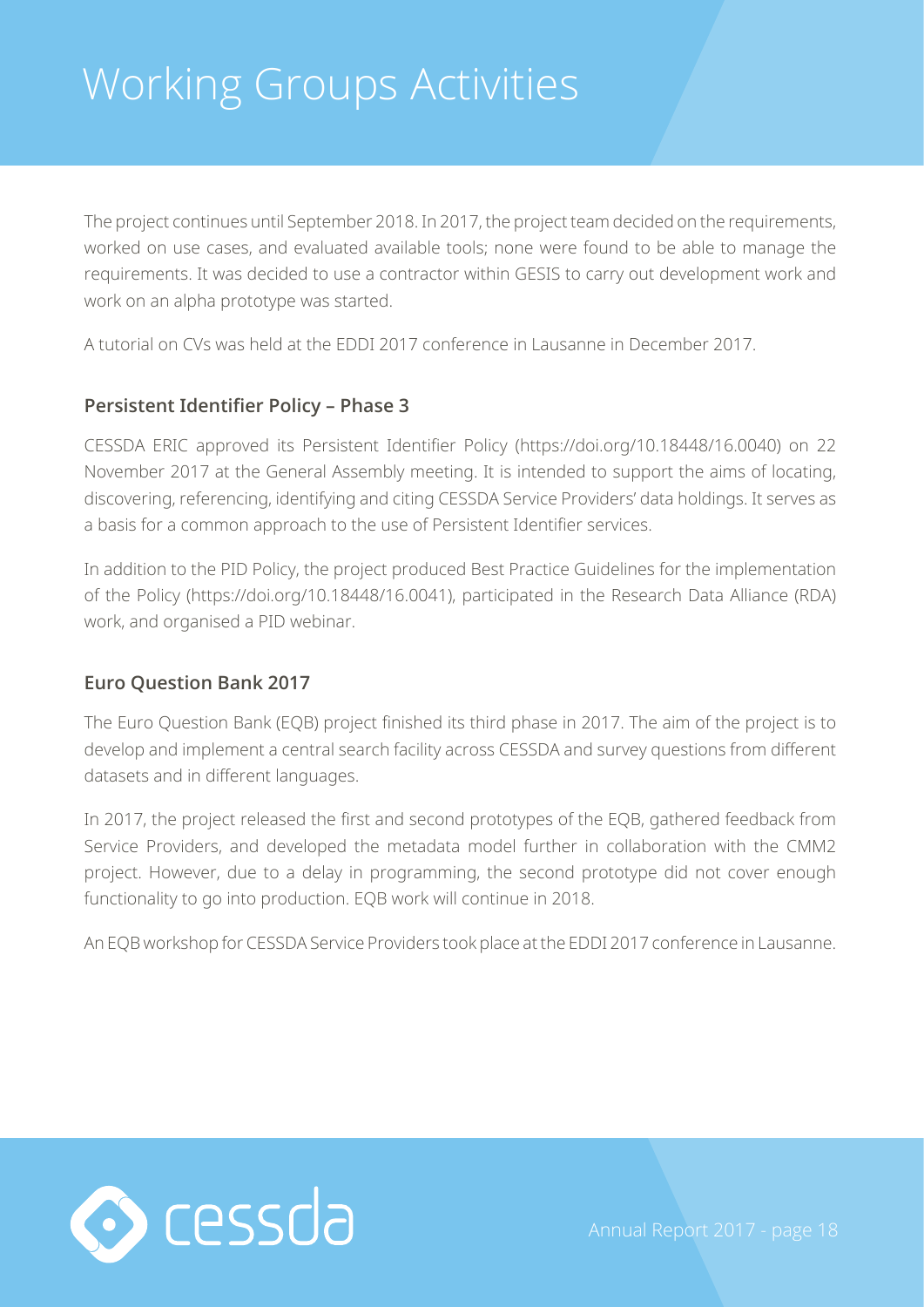# Working Groups Activities

The project continues until September 2018. In 2017, the project team decided on the requirements, worked on use cases, and evaluated available tools; none were found to be able to manage the requirements. It was decided to use a contractor within GESIS to carry out development work and work on an alpha prototype was started.

A tutorial on CVs was held at the EDDI 2017 conference in Lausanne in December 2017.

### Persistent Identifier Policy – Phase 3

CESSDA ERIC approved its Persistent Identifier Policy (https://doi.org/10.18448/16.0040) on 22 November 2017 at the General Assembly meeting. It is intended to support the aims of locating, discovering, referencing, identifying and citing CESSDA Service Providers' data holdings. It serves as a basis for a common approach to the use of Persistent Identifier services.

In addition to the PID Policy, the project produced Best Practice Guidelines for the implementation of the Policy (https://doi.org/10.18448/16.0041), participated in the Research Data Alliance (RDA) work, and organised a PID webinar.

### Euro Question Bank 2017

The Euro Question Bank (EQB) project finished its third phase in 2017. The aim of the project is to develop and implement a central search facility across CESSDA and survey questions from different datasets and in different languages.

In 2017, the project released the first and second prototypes of the EQB, gathered feedback from Service Providers, and developed the metadata model further in collaboration with the CMM2 project. However, due to a delay in programming, the second prototype did not cover enough functionality to go into production. EQB work will continue in 2018.

An EQB workshop for CESSDA Service Providers took place at the EDDI 2017 conference in Lausanne.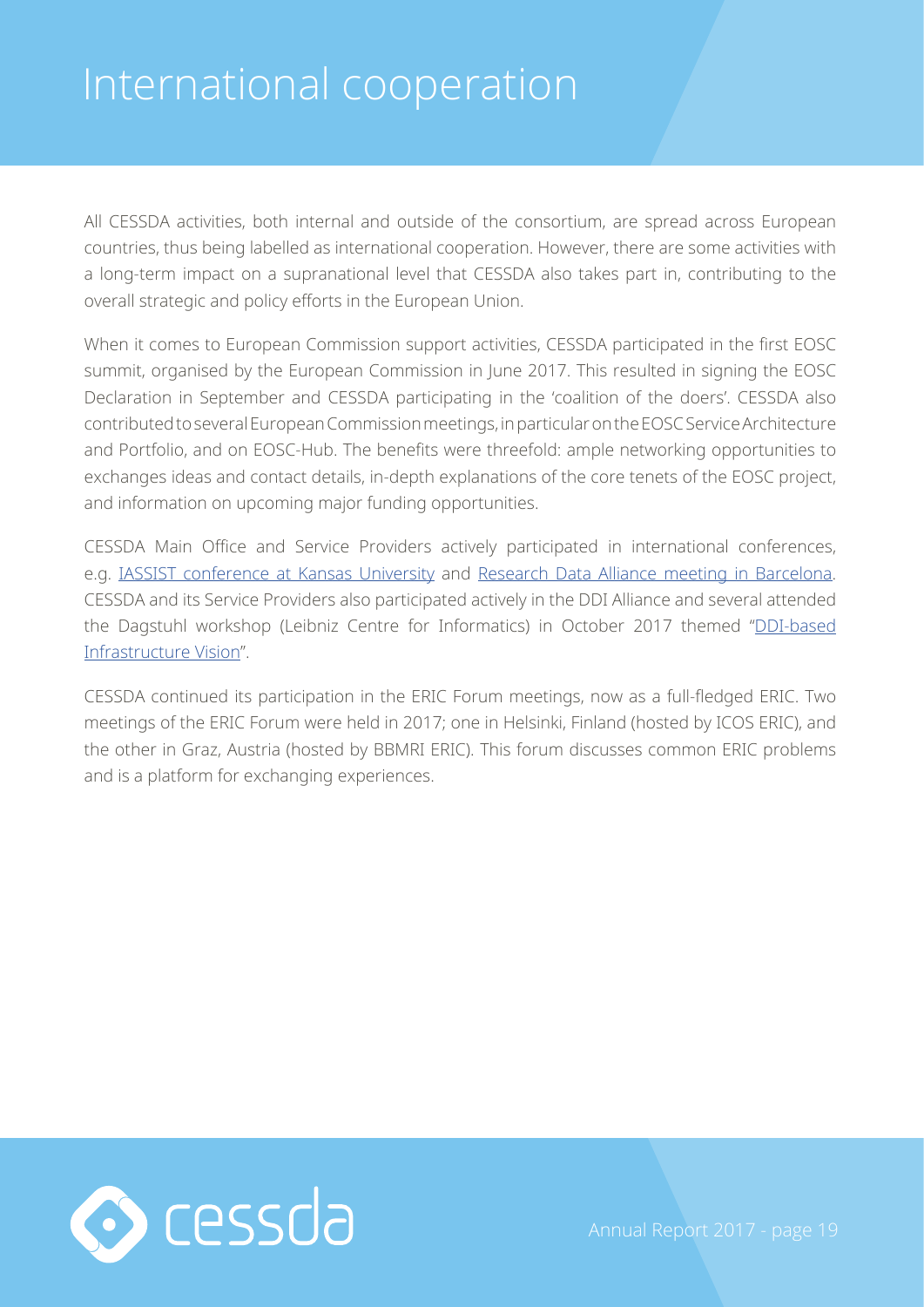# International cooperation

All CESSDA activities, both internal and outside of the consortium, are spread across European countries, thus being labelled as international cooperation. However, there are some activities with a long-term impact on a supranational level that CESSDA also takes part in, contributing to the overall strategic and policy efforts in the European Union.

When it comes to European Commission support activities, CESSDA participated in the first EOSC summit, organised by the European Commission in June 2017. This resulted in signing the EOSC Declaration in September and CESSDA participating in the 'coalition of the doers'. CESSDA also contributed to several European Commission meetings, in particular on the EOSC Service Architecture and Portfolio, and on EOSC-Hub. The benefits were threefold: ample networking opportunities to exchanges ideas and contact details, in-depth explanations of the core tenets of the EOSC project, and information on upcoming major funding opportunities.

CESSDA Main Office and Service Providers actively participated in international conferences, e.g. IASSIST conference at Kansas University and Research Data Alliance meeting in Barcelona. CESSDA and its Service Providers also participated actively in the DDI Alliance and several attended the Dagstuhl workshop (Leibniz Centre for Informatics) in October 2017 themed "DDI-based Infrastructure Vision".

CESSDA continued its participation in the ERIC Forum meetings, now as a full-fledged ERIC. Two meetings of the ERIC Forum were held in 2017; one in Helsinki, Finland (hosted by ICOS ERIC), and the other in Graz, Austria (hosted by BBMRI ERIC). This forum discusses common ERIC problems and is a platform for exchanging experiences.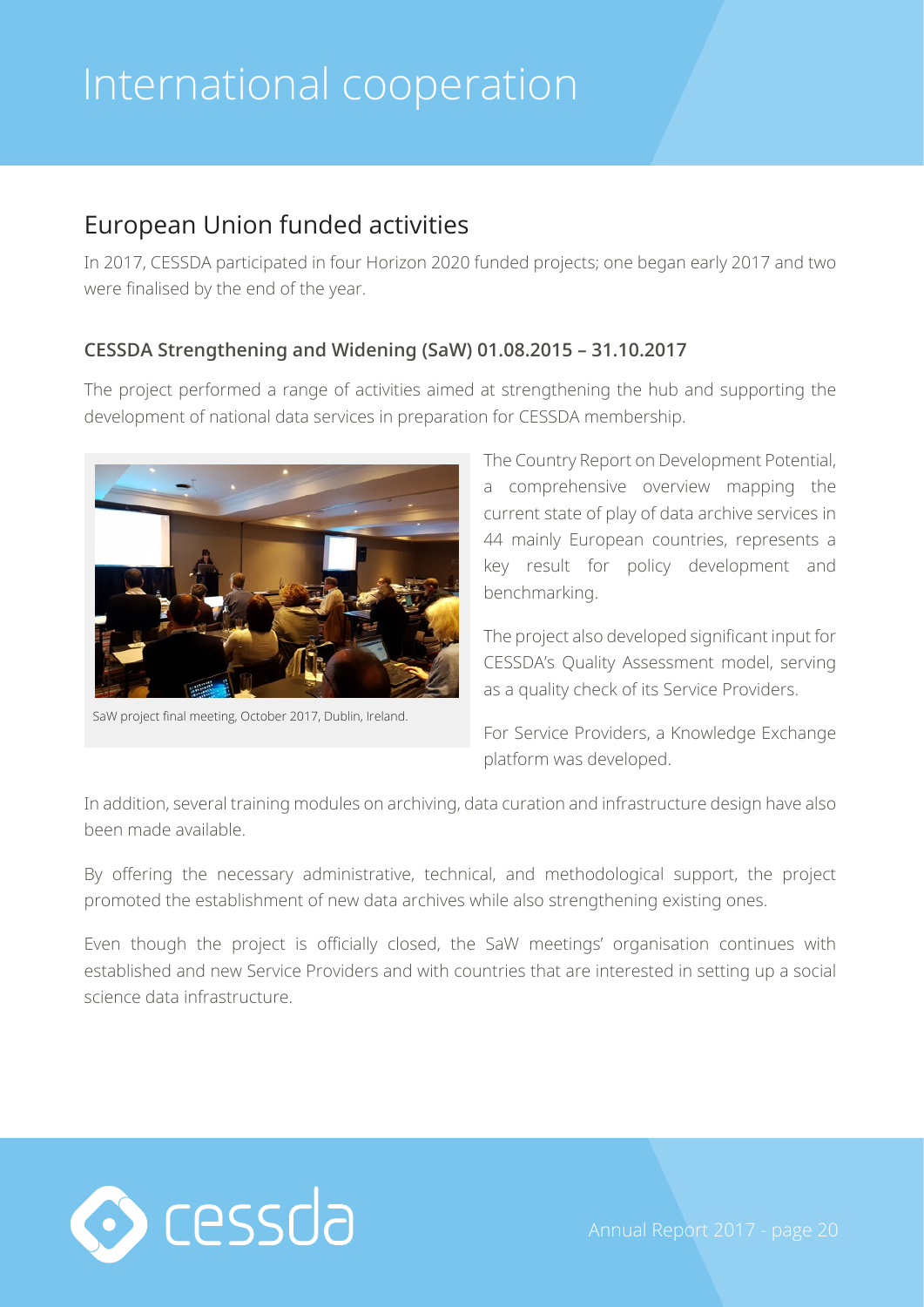# International cooperation

## European Union funded activities

In 2017, CESSDA participated in four Horizon 2020 funded projects; one began early 2017 and two were finalised by the end of the year.

### CESSDA Strengthening and Widening (SaW) 01.08.2015 – 31.10.2017

The project performed a range of activities aimed at strengthening the hub and supporting the development of national data services in preparation for CESSDA membership.

SaW project final meeting, October 2017, Dublin, Ireland.

The Country Report on Development Potential, a comprehensive overview mapping the current state of play of data archive services in 44 mainly European countries, represents a key result for policy development and benchmarking.

The project also developed significant input for CESSDA's Quality Assessment model, serving as a quality check of its Service Providers.

For Service Providers, a Knowledge Exchange platform was developed.

In addition, several training modules on archiving, data curation and infrastructure design have also been made available.

By offering the necessary administrative, technical, and methodological support, the project promoted the establishment of new data archives while also strengthening existing ones.

Even though the project is officially closed, the SaW meetings' organisation continues with established and new Service Providers and with countries that are interested in setting up a social science data infrastructure.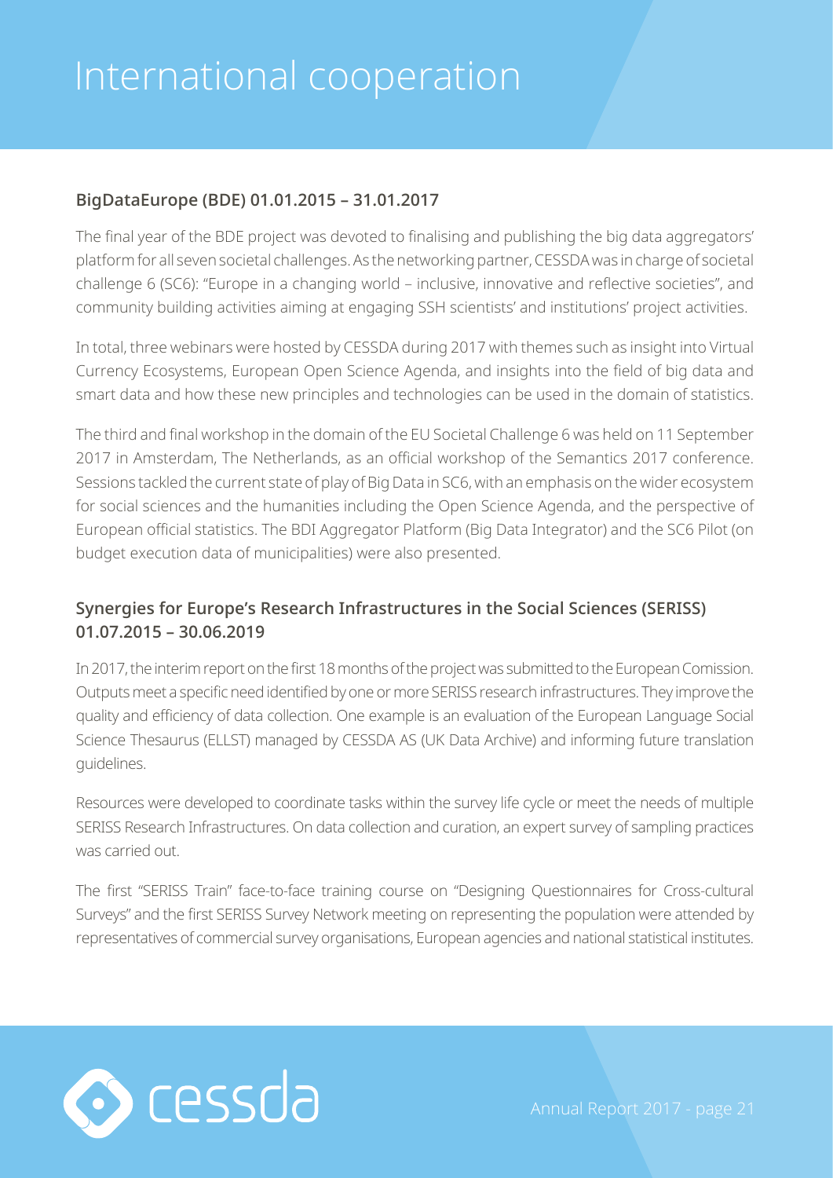# International cooperation

### BigDataEurope (BDE) 01.01.2015 – 31.01.2017

The final year of the BDE project was devoted to finalising and publishing the big data aggregators' platform for all seven societal challenges. As the networking partner, CESSDA was in charge of societal challenge 6 (SC6): "Europe in a changing world – inclusive, innovative and reflective societies", and community building activities aiming at engaging SSH scientists' and institutions' project activities.

In total, three webinars were hosted by CESSDA during 2017 with themes such as insight into Virtual Currency Ecosystems, European Open Science Agenda, and insights into the field of big data and smart data and how these new principles and technologies can be used in the domain of statistics.

The third and final workshop in the domain of the EU Societal Challenge 6 was held on 11 September 2017 in Amsterdam, The Netherlands, as an official workshop of the Semantics 2017 conference. Sessions tackled the current state of play of Big Data in SC6, with an emphasis on the wider ecosystem for social sciences and the humanities including the Open Science Agenda, and the perspective of European official statistics. The BDI Aggregator Platform (Big Data Integrator) and the SC6 Pilot (on budget execution data of municipalities) were also presented.

### Synergies for Europe's Research Infrastructures in the Social Sciences (SERISS) 01.07.2015 – 30.06.2019

In 2017, the interim report on the first 18 months of the project was submitted to the European Comission. Outputs meet a specific need identified by one or more SERISS research infrastructures. They improve the quality and efficiency of data collection. One example is an evaluation of the European Language Social Science Thesaurus (ELLST) managed by CESSDA AS (UK Data Archive) and informing future translation guidelines.

Resources were developed to coordinate tasks within the survey life cycle or meet the needs of multiple SERISS Research Infrastructures. On data collection and curation, an expert survey of sampling practices was carried out.

The first "SERISS Train" face-to-face training course on "Designing Questionnaires for Cross-cultural Surveys" and the first SERISS Survey Network meeting on representing the population were attended by representatives of commercial survey organisations, European agencies and national statistical institutes.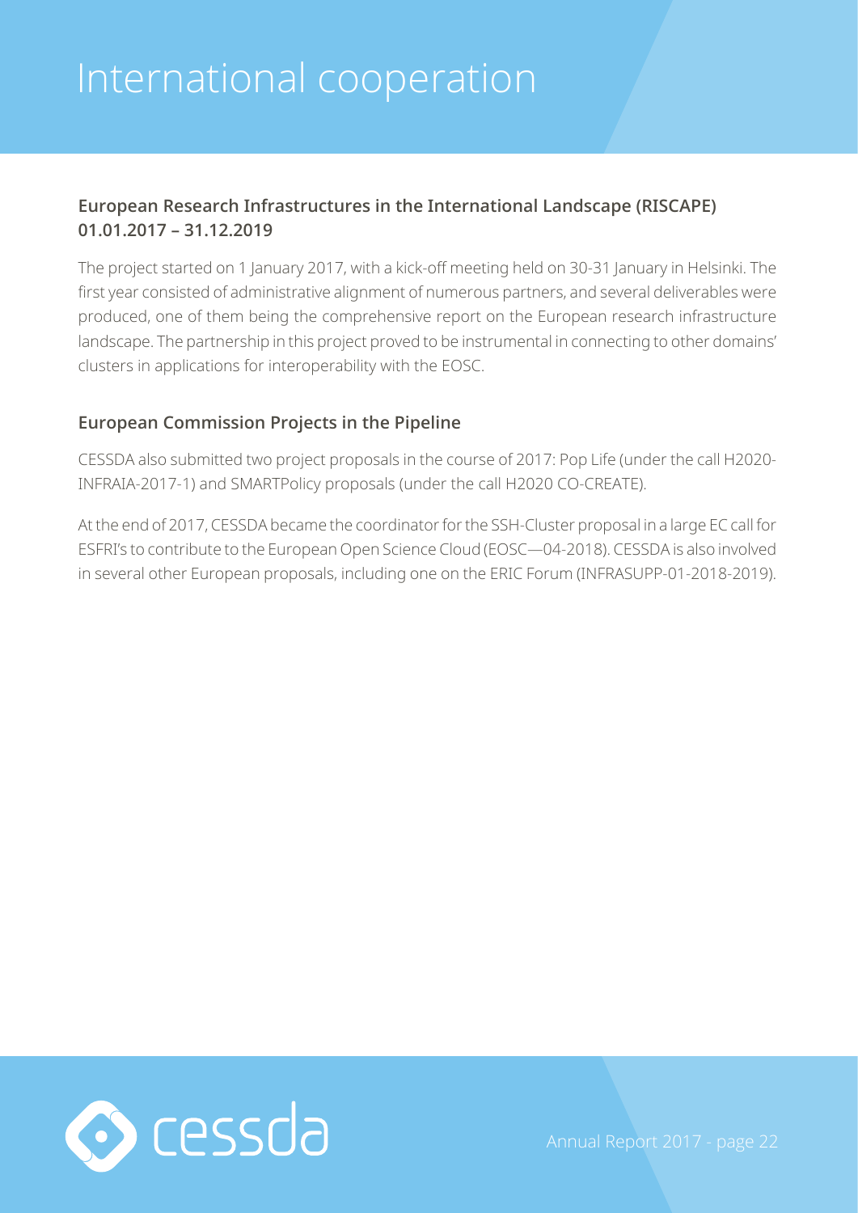# International cooperation

### European Research Infrastructures in the International Landscape (RISCAPE) 01.01.2017 – 31.12.2019

The project started on 1 January 2017, with a kick-off meeting held on 30-31 January in Helsinki. The first year consisted of administrative alignment of numerous partners, and several deliverables were produced, one of them being the comprehensive report on the European research infrastructure landscape. The partnership in this project proved to be instrumental in connecting to other domains' clusters in applications for interoperability with the EOSC.

### European Commission Projects in the Pipeline

CESSDA also submitted two project proposals in the course of 2017: Pop Life (under the call H2020-INFRAIA-2017-1) and SMARTPolicy proposals (under the call H2020 CO-CREATE).

At the end of 2017, CESSDA became the coordinator for the SSH-Cluster proposal in a large EC call for ESFRI's to contribute to the European Open Science Cloud (EOSC—04-2018). CESSDA is also involved in several other European proposals, including one on the ERIC Forum (INFRASUPP-01-2018-2019).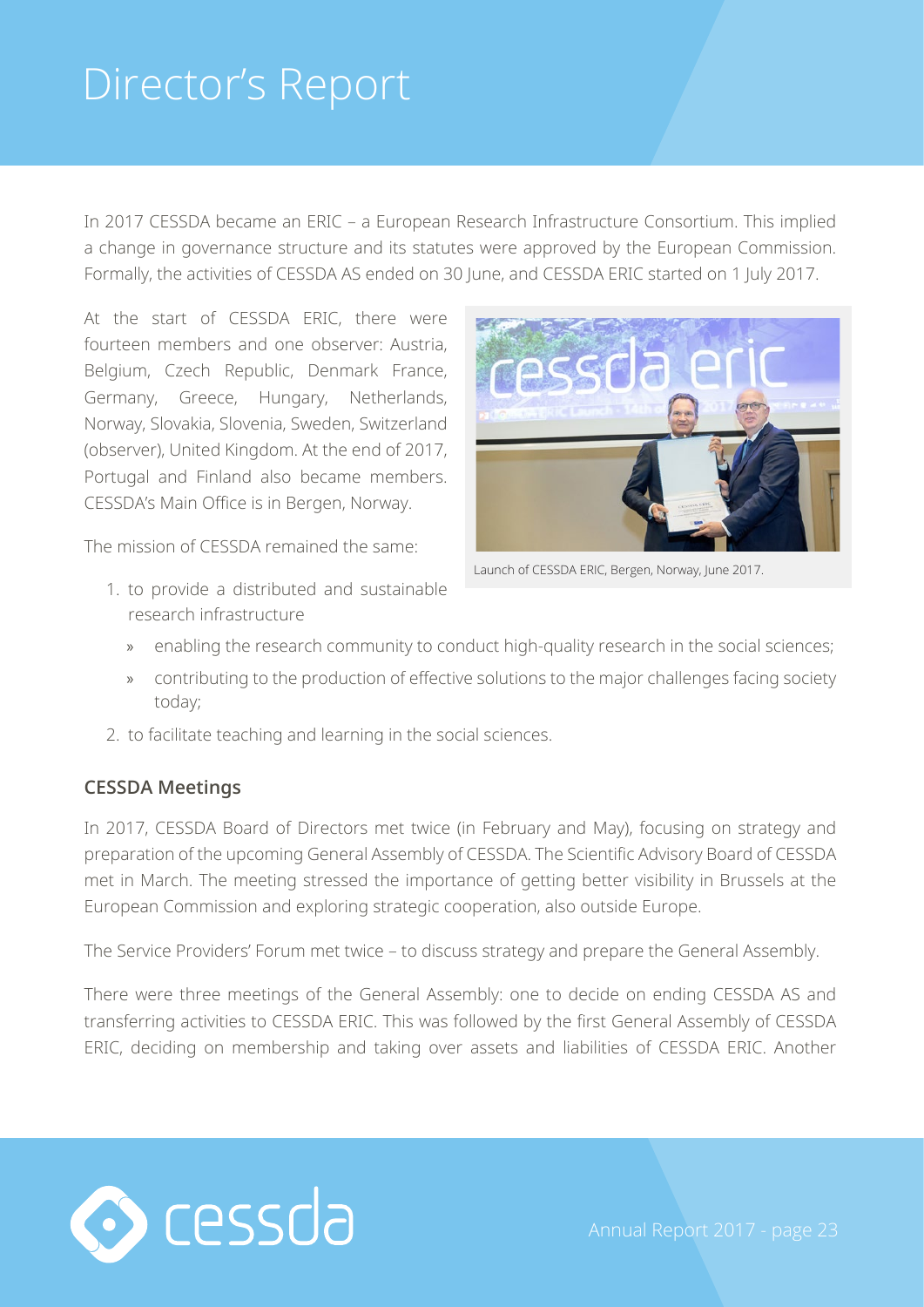# Director's Report

In 2017 CESSDA became an ERIC – a European Research Infrastructure Consortium. This implied a change in governance structure and its statutes were approved by the European Commission. Formally, the activities of CESSDA AS ended on 30 June, and CESSDA ERIC started on 1 July 2017.

At the start of CESSDA ERIC, there were fourteen members and one observer: Austria, Belgium, Czech Republic, Denmark France, Germany, Greece, Hungary, Netherlands, Norway, Slovakia, Slovenia, Sweden, Switzerland (observer), United Kingdom. At the end of 2017, Portugal and Finland also became members. CESSDA's Main Office is in Bergen, Norway.

Launch of CESSDA ERIC, Bergen, Norway, June 2017.

The mission of CESSDA remained the same:

1. to provide a distributed and sustainable research infrastructure
   - enabling the research community to conduct high-quality research in the social sciences;
   - contributing to the production of effective solutions to the major challenges facing society today;
2. to facilitate teaching and learning in the social sciences.

### CESSDA Meetings

In 2017, CESSDA Board of Directors met twice (in February and May), focusing on strategy and preparation of the upcoming General Assembly of CESSDA. The Scientific Advisory Board of CESSDA met in March. The meeting stressed the importance of getting better visibility in Brussels at the European Commission and exploring strategic cooperation, also outside Europe.

The Service Providers' Forum met twice – to discuss strategy and prepare the General Assembly.

There were three meetings of the General Assembly: one to decide on ending CESSDA AS and transferring activities to CESSDA ERIC. This was followed by the first General Assembly of CESSDA ERIC, deciding on membership and taking over assets and liabilities of CESSDA ERIC. Another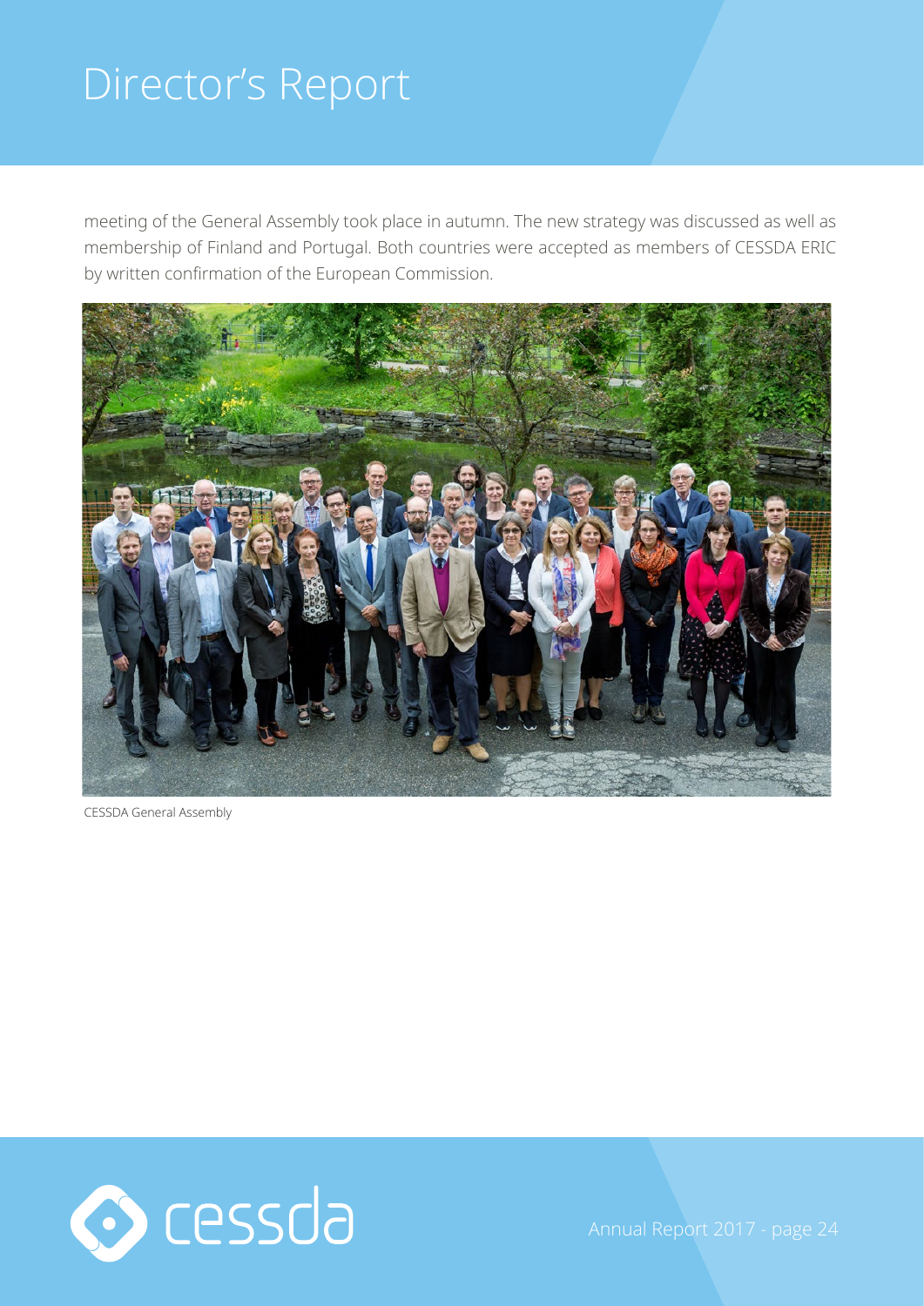# Director's Report

meeting of the General Assembly took place in autumn. The new strategy was discussed as well as membership of Finland and Portugal. Both countries were accepted as members of CESSDA ERIC by written confirmation of the European Commission.

CESSDA General Assembly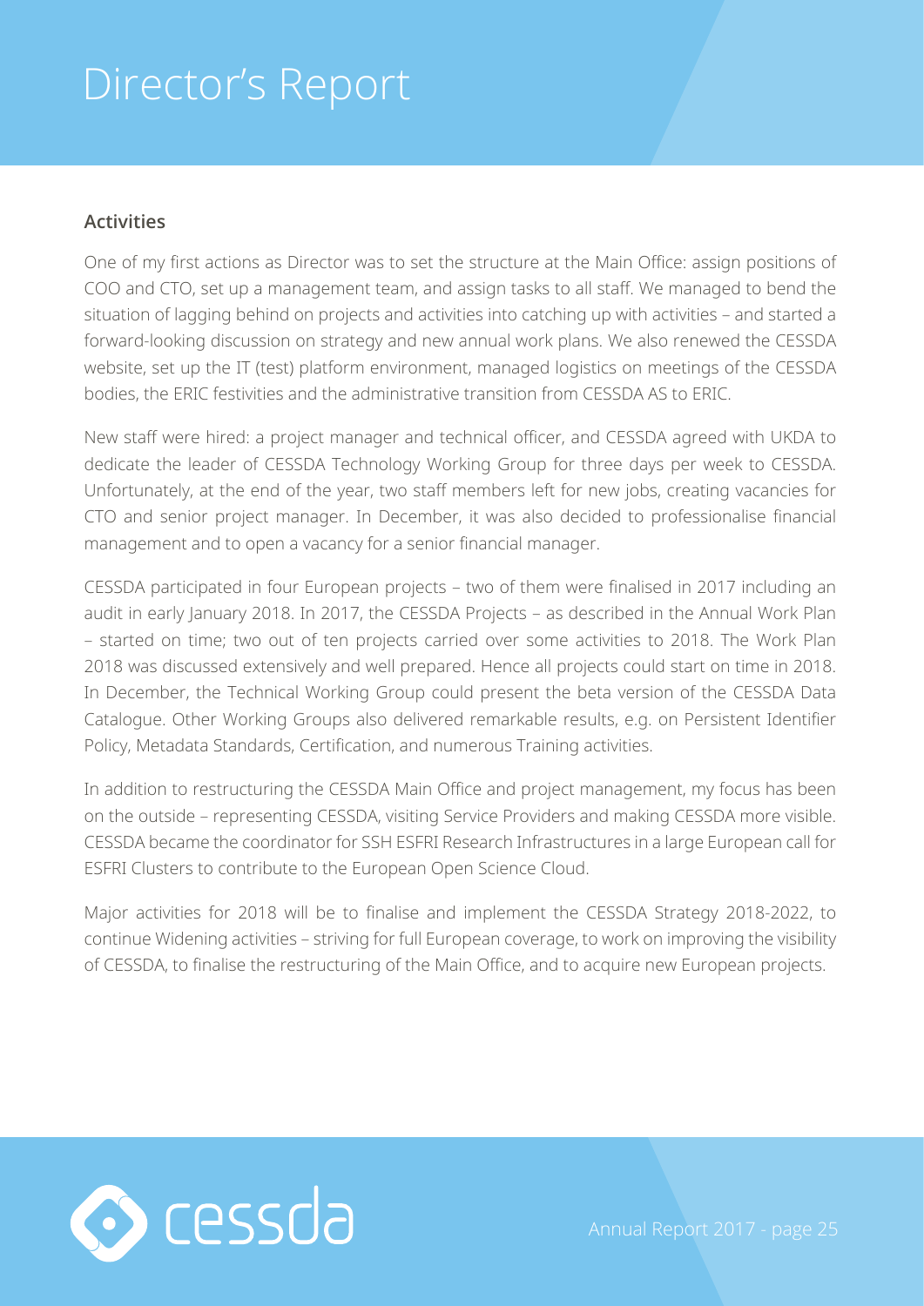# Director's Report

## Activities

One of my first actions as Director was to set the structure at the Main Office: assign positions of COO and CTO, set up a management team, and assign tasks to all staff. We managed to bend the situation of lagging behind on projects and activities into catching up with activities – and started a forward-looking discussion on strategy and new annual work plans. We also renewed the CESSDA website, set up the IT (test) platform environment, managed logistics on meetings of the CESSDA bodies, the ERIC festivities and the administrative transition from CESSDA AS to ERIC.

New staff were hired: a project manager and technical officer, and CESSDA agreed with UKDA to dedicate the leader of CESSDA Technology Working Group for three days per week to CESSDA. Unfortunately, at the end of the year, two staff members left for new jobs, creating vacancies for CTO and senior project manager. In December, it was also decided to professionalise financial management and to open a vacancy for a senior financial manager.

CESSDA participated in four European projects – two of them were finalised in 2017 including an audit in early January 2018. In 2017, the CESSDA Projects – as described in the Annual Work Plan – started on time; two out of ten projects carried over some activities to 2018. The Work Plan 2018 was discussed extensively and well prepared. Hence all projects could start on time in 2018. In December, the Technical Working Group could present the beta version of the CESSDA Data Catalogue. Other Working Groups also delivered remarkable results, e.g. on Persistent Identifier Policy, Metadata Standards, Certification, and numerous Training activities.

In addition to restructuring the CESSDA Main Office and project management, my focus has been on the outside – representing CESSDA, visiting Service Providers and making CESSDA more visible. CESSDA became the coordinator for SSH ESFRI Research Infrastructures in a large European call for ESFRI Clusters to contribute to the European Open Science Cloud.

Major activities for 2018 will be to finalise and implement the CESSDA Strategy 2018-2022, to continue Widening activities – striving for full European coverage, to work on improving the visibility of CESSDA, to finalise the restructuring of the Main Office, and to acquire new European projects.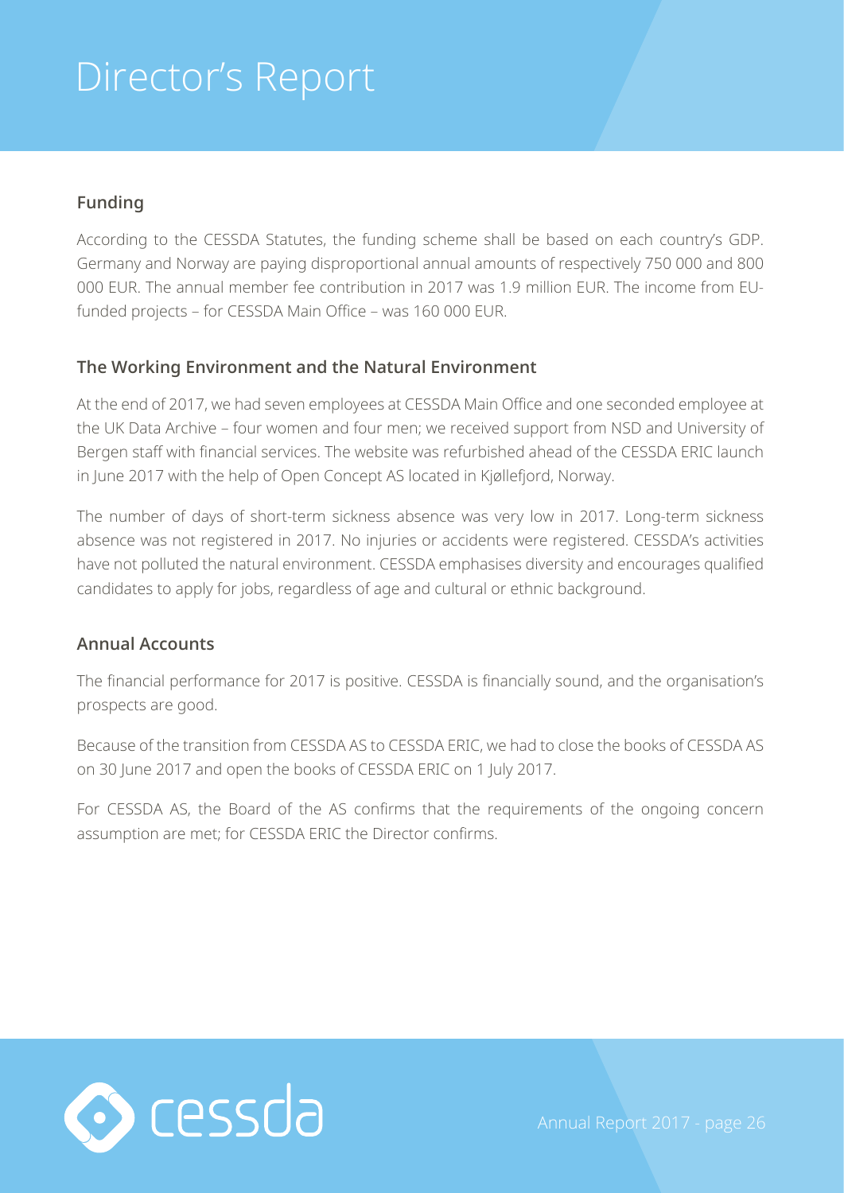# Director's Report

## Funding

According to the CESSDA Statutes, the funding scheme shall be based on each country's GDP. Germany and Norway are paying disproportional annual amounts of respectively 750 000 and 800 000 EUR. The annual member fee contribution in 2017 was 1.9 million EUR. The income from EU-funded projects – for CESSDA Main Office – was 160 000 EUR.

## The Working Environment and the Natural Environment

At the end of 2017, we had seven employees at CESSDA Main Office and one seconded employee at the UK Data Archive – four women and four men; we received support from NSD and University of Bergen staff with financial services. The website was refurbished ahead of the CESSDA ERIC launch in June 2017 with the help of Open Concept AS located in Kjøllefjord, Norway.

The number of days of short-term sickness absence was very low in 2017. Long-term sickness absence was not registered in 2017. No injuries or accidents were registered. CESSDA's activities have not polluted the natural environment. CESSDA emphasises diversity and encourages qualified candidates to apply for jobs, regardless of age and cultural or ethnic background.

## Annual Accounts

The financial performance for 2017 is positive. CESSDA is financially sound, and the organisation's prospects are good.

Because of the transition from CESSDA AS to CESSDA ERIC, we had to close the books of CESSDA AS on 30 June 2017 and open the books of CESSDA ERIC on 1 July 2017.

For CESSDA AS, the Board of the AS confirms that the requirements of the ongoing concern assumption are met; for CESSDA ERIC the Director confirms.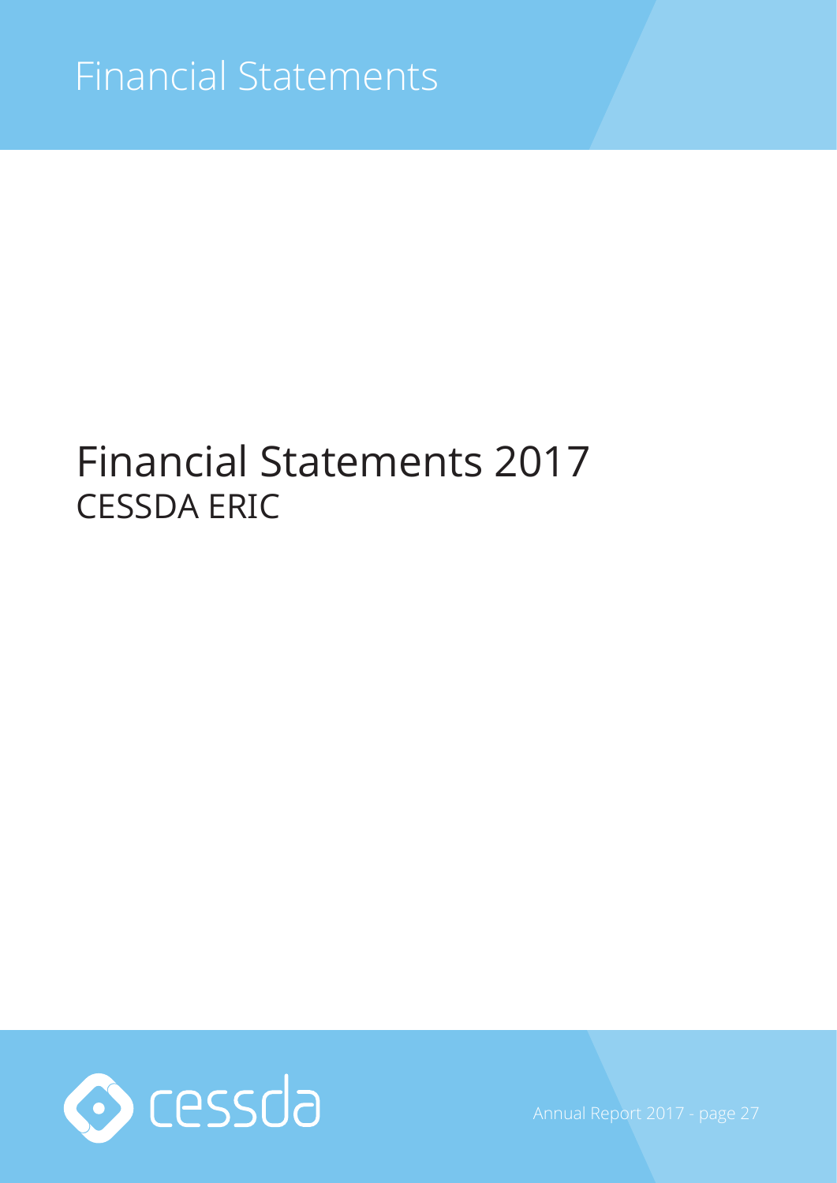# Financial Statements 2017

CESSDA ERIC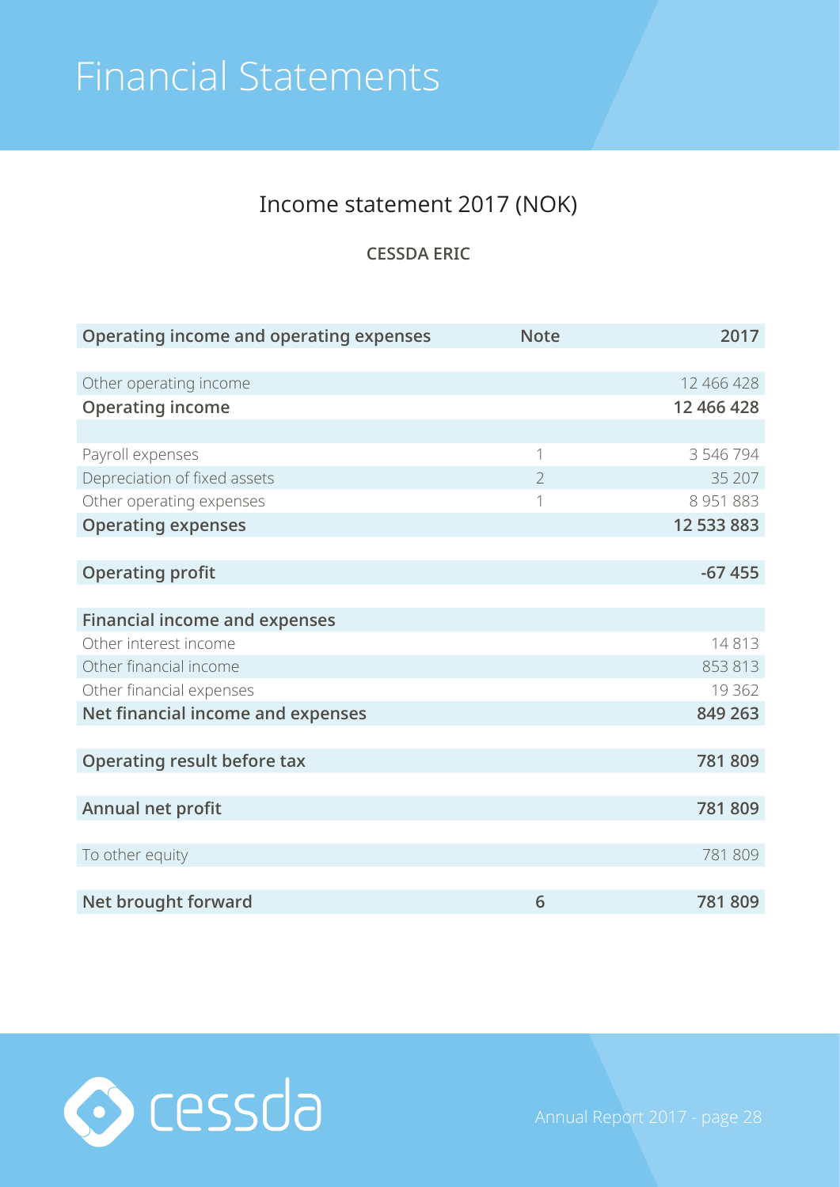# Financial Statements

## Income statement 2017 (NOK)

### CESSDA ERIC

| Operating income and operating expenses | Note | 2017 |
|---|---|---|
| | | |
| Other operating income | | 12 466 428 |
| **Operating income** | | **12 466 428** |
| | | |
| Payroll expenses | 1 | 3 546 794 |
| Depreciation of fixed assets | 2 | 35 207 |
| Other operating expenses | 1 | 8 951 883 |
| **Operating expenses** | | **12 533 883** |
| | | |
| **Operating profit** | | **-67 455** |
| | | |
| **Financial income and expenses** | | |
| Other interest income | | 14 813 |
| Other financial income | | 853 813 |
| Other financial expenses | | 19 362 |
| **Net financial income and expenses** | | **849 263** |
| | | |
| **Operating result before tax** | | **781 809** |
| | | |
| **Annual net profit** | | **781 809** |
| | | |
| To other equity | | 781 809 |
| | | |
| **Net brought forward** | **6** | **781 809** |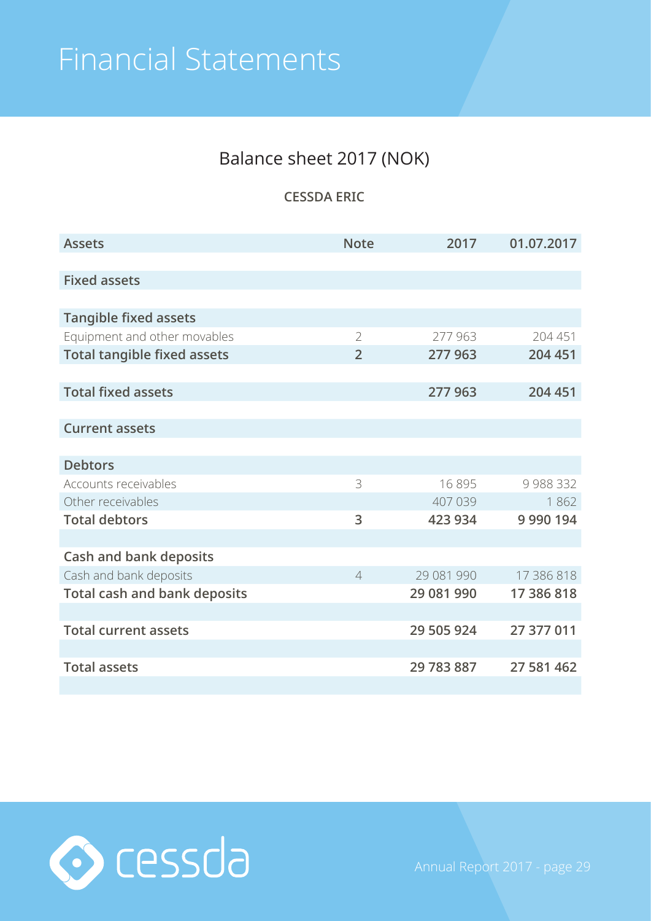# Financial Statements

## Balance sheet 2017 (NOK)

**CESSDA ERIC**

| Assets | Note | 2017 | 01.07.2017 |
|---|---|---|---|
| | | | |
| **Fixed assets** | | | |
| | | | |
| **Tangible fixed assets** | | | |
| Equipment and other movables | 2 | 277 963 | 204 451 |
| **Total tangible fixed assets** | **2** | **277 963** | **204 451** |
| | | | |
| **Total fixed assets** | | **277 963** | **204 451** |
| | | | |
| **Current assets** | | | |
| | | | |
| **Debtors** | | | |
| Accounts receivables | 3 | 16 895 | 9 988 332 |
| Other receivables | | 407 039 | 1 862 |
| **Total debtors** | **3** | **423 934** | **9 990 194** |
| | | | |
| **Cash and bank deposits** | | | |
| Cash and bank deposits | 4 | 29 081 990 | 17 386 818 |
| **Total cash and bank deposits** | | **29 081 990** | **17 386 818** |
| | | | |
| **Total current assets** | | **29 505 924** | **27 377 011** |
| | | | |
| **Total assets** | | **29 783 887** | **27 581 462** |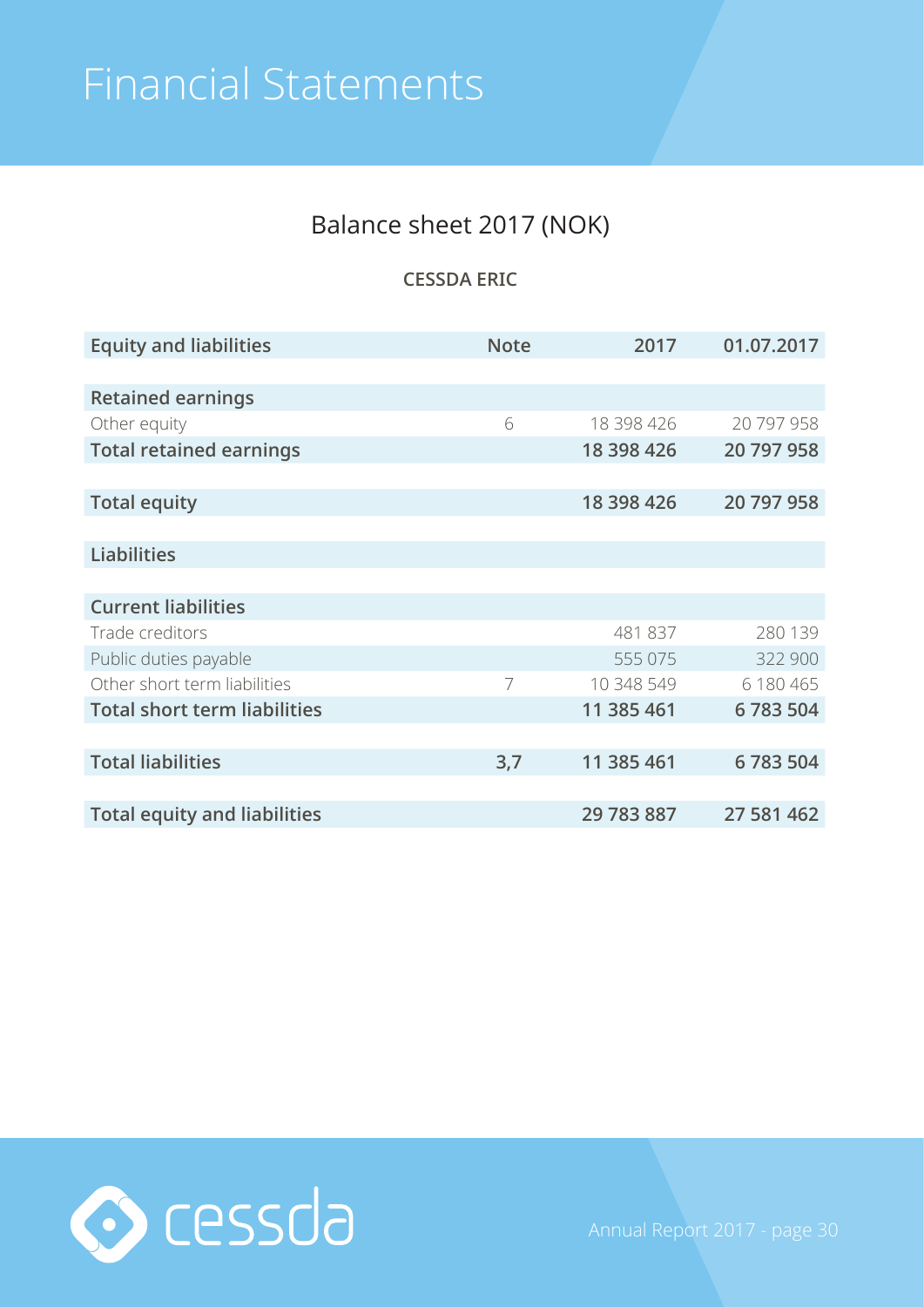# Financial Statements

## Balance sheet 2017 (NOK)

**CESSDA ERIC**

| Equity and liabilities | Note | 2017 | 01.07.2017 |
|---|---|---|---|
| | | | |
| **Retained earnings** | | | |
| Other equity | 6 | 18 398 426 | 20 797 958 |
| **Total retained earnings** | | **18 398 426** | **20 797 958** |
| | | | |
| **Total equity** | | **18 398 426** | **20 797 958** |
| | | | |
| **Liabilities** | | | |
| | | | |
| **Current liabilities** | | | |
| Trade creditors | | 481 837 | 280 139 |
| Public duties payable | | 555 075 | 322 900 |
| Other short term liabilities | 7 | 10 348 549 | 6 180 465 |
| **Total short term liabilities** | | **11 385 461** | **6 783 504** |
| | | | |
| **Total liabilities** | **3,7** | **11 385 461** | **6 783 504** |
| | | | |
| **Total equity and liabilities** | | **29 783 887** | **27 581 462** |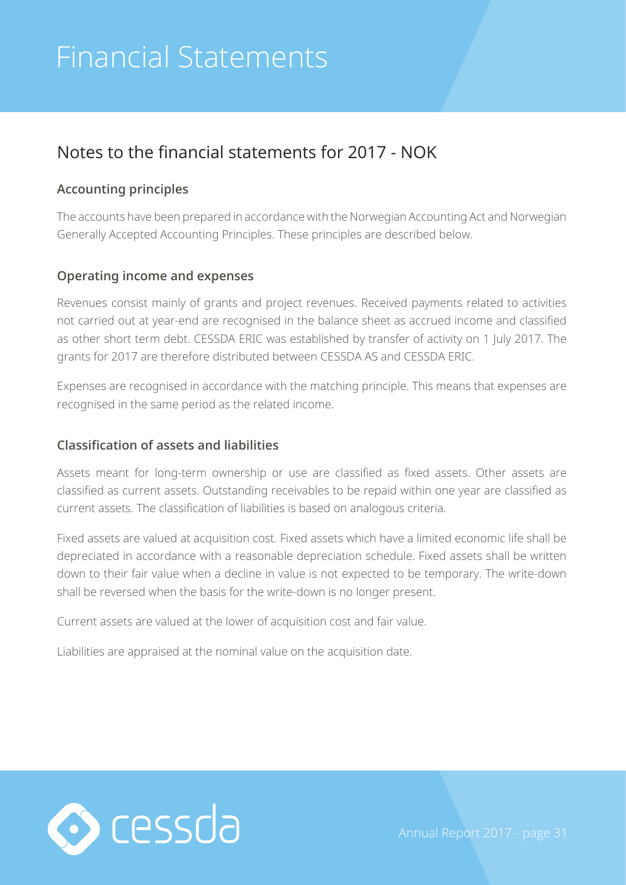# Financial Statements

## Notes to the financial statements for 2017 - NOK

### Accounting principles

The accounts have been prepared in accordance with the Norwegian Accounting Act and Norwegian Generally Accepted Accounting Principles. These principles are described below.

### Operating income and expenses

Revenues consist mainly of grants and project revenues. Received payments related to activities not carried out at year-end are recognised in the balance sheet as accrued income and classified as other short term debt. CESSDA ERIC was established by transfer of activity on 1 July 2017. The grants for 2017 are therefore distributed between CESSDA AS and CESSDA ERIC.

Expenses are recognised in accordance with the matching principle. This means that expenses are recognised in the same period as the related income.

### Classification of assets and liabilities

Assets meant for long-term ownership or use are classified as fixed assets. Other assets are classified as current assets. Outstanding receivables to be repaid within one year are classified as current assets. The classification of liabilities is based on analogous criteria.

Fixed assets are valued at acquisition cost. Fixed assets which have a limited economic life shall be depreciated in accordance with a reasonable depreciation schedule. Fixed assets shall be written down to their fair value when a decline in value is not expected to be temporary. The write-down shall be reversed when the basis for the write-down is no longer present.

Current assets are valued at the lower of acquisition cost and fair value.

Liabilities are appraised at the nominal value on the acquisition date.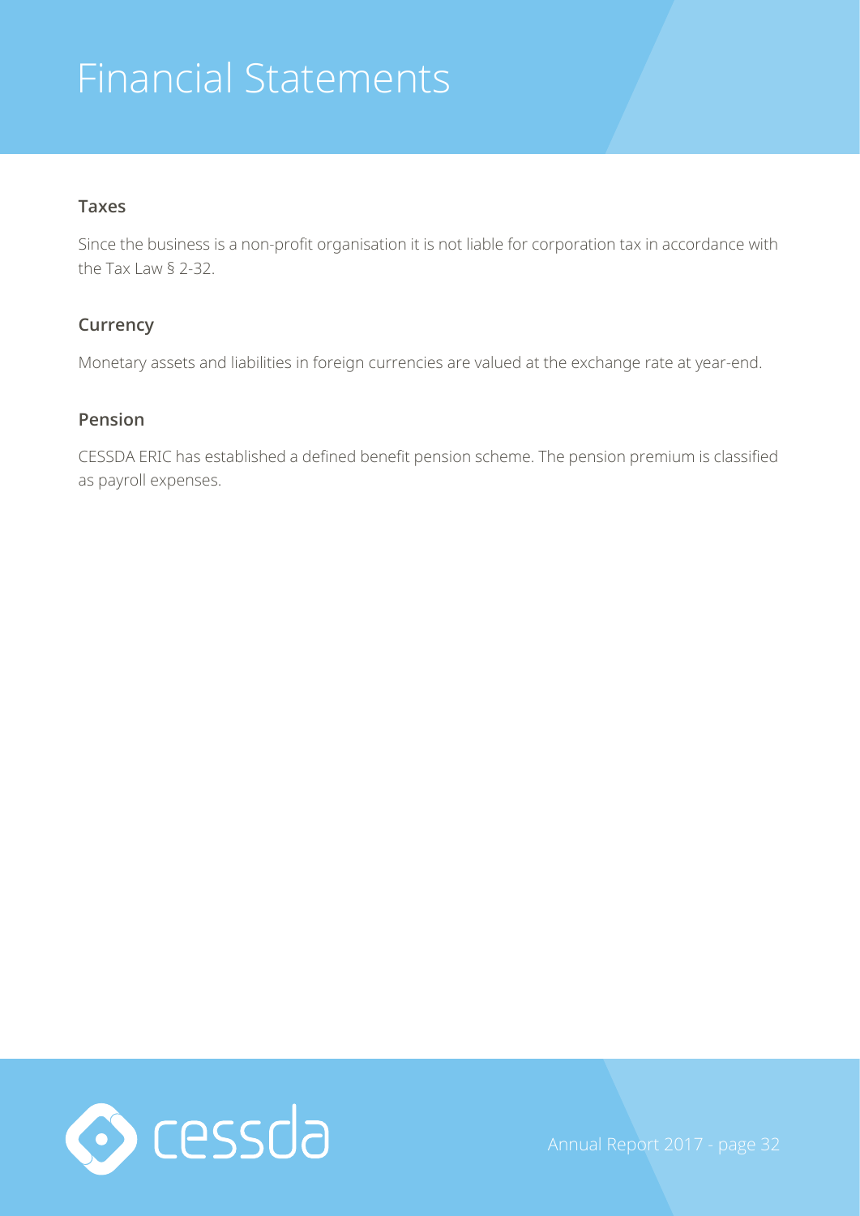# Financial Statements

### Taxes

Since the business is a non-profit organisation it is not liable for corporation tax in accordance with the Tax Law § 2-32.

### Currency

Monetary assets and liabilities in foreign currencies are valued at the exchange rate at year-end.

### Pension

CESSDA ERIC has established a defined benefit pension scheme. The pension premium is classified as payroll expenses.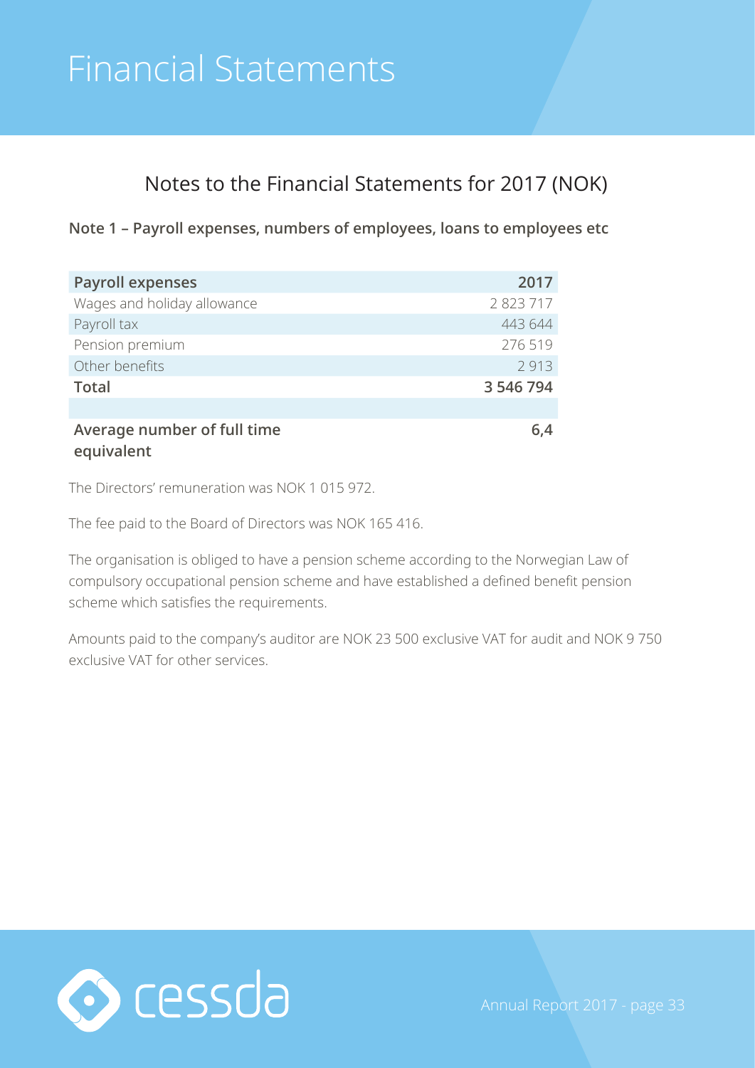# Financial Statements

## Notes to the Financial Statements for 2017 (NOK)

### Note 1 – Payroll expenses, numbers of employees, loans to employees etc

| **Payroll expenses** | **2017** |
|---|---|
| Wages and holiday allowance | 2 823 717 |
| Payroll tax | 443 644 |
| Pension premium | 276 519 |
| Other benefits | 2 913 |
| **Total** | **3 546 794** |
| | |
| **Average number of full time equivalent** | **6,4** |

The Directors' remuneration was NOK 1 015 972.

The fee paid to the Board of Directors was NOK 165 416.

The organisation is obliged to have a pension scheme according to the Norwegian Law of compulsory occupational pension scheme and have established a defined benefit pension scheme which satisfies the requirements.

Amounts paid to the company's auditor are NOK 23 500 exclusive VAT for audit and NOK 9 750 exclusive VAT for other services.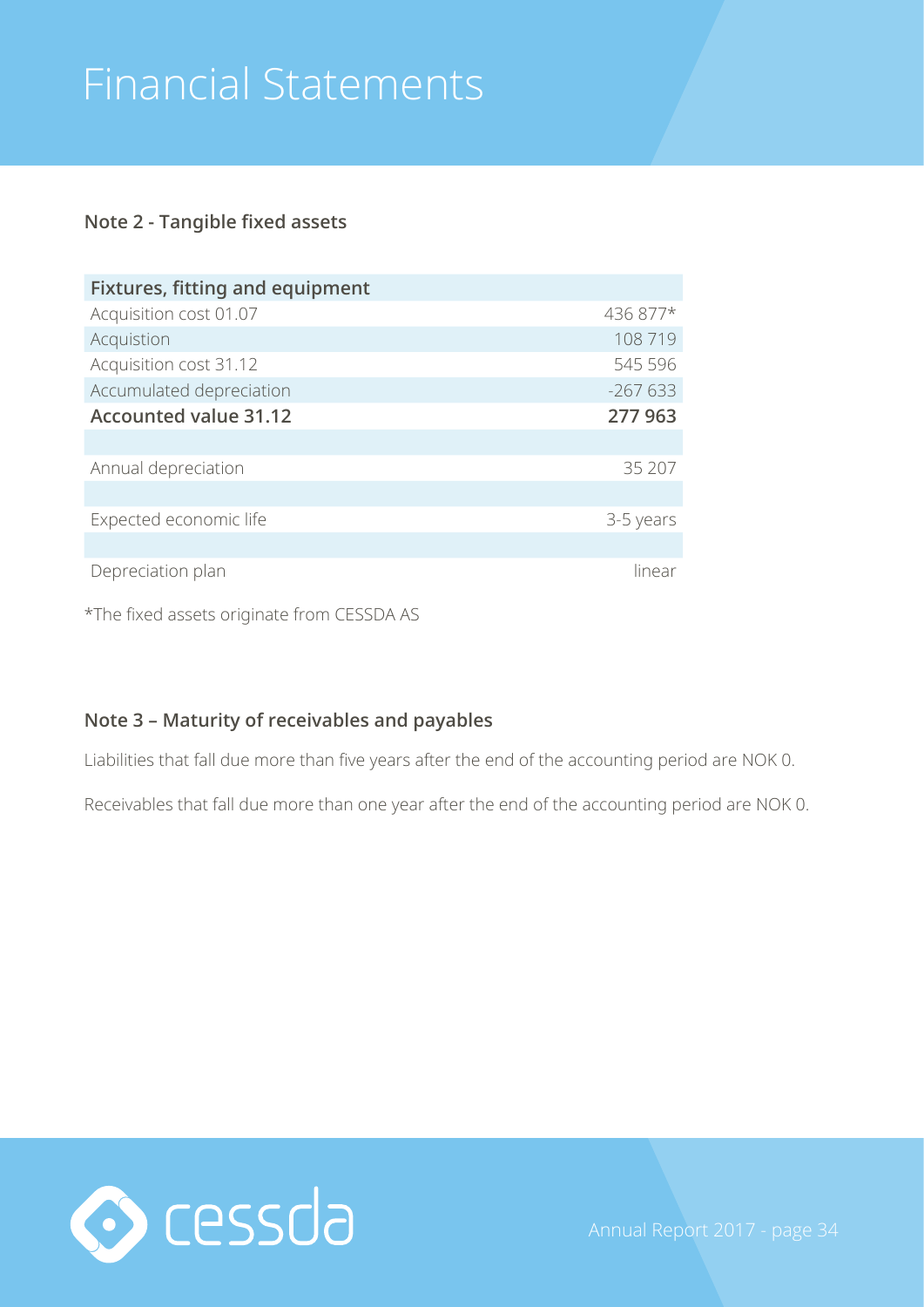# Financial Statements

## Note 2 - Tangible fixed assets

| Fixtures, fitting and equipment | |
|---|---|
| Acquisition cost 01.07 | 436 877* |
| Acquistion | 108 719 |
| Acquisition cost 31.12 | 545 596 |
| Accumulated depreciation | -267 633 |
| **Accounted value 31.12** | **277 963** |
| | |
| Annual depreciation | 35 207 |
| | |
| Expected economic life | 3-5 years |
| | |
| Depreciation plan | linear |

*The fixed assets originate from CESSDA AS

## Note 3 – Maturity of receivables and payables

Liabilities that fall due more than five years after the end of the accounting period are NOK 0.

Receivables that fall due more than one year after the end of the accounting period are NOK 0.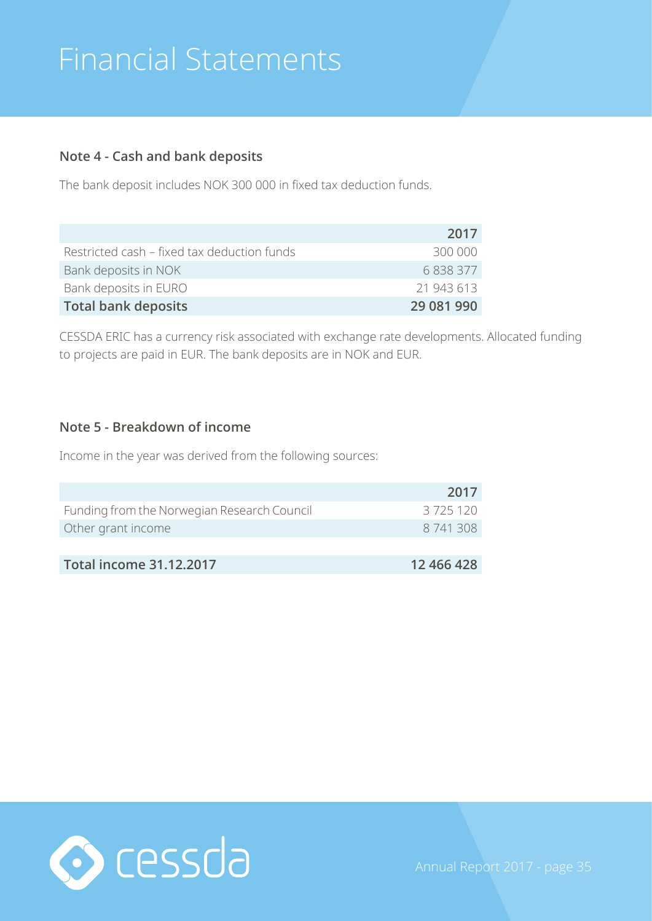# Financial Statements

### Note 4 - Cash and bank deposits

The bank deposit includes NOK 300 000 in fixed tax deduction funds.

| | 2017 |
|---|---|
| Restricted cash – fixed tax deduction funds | 300 000 |
| Bank deposits in NOK | 6 838 377 |
| Bank deposits in EURO | 21 943 613 |
| **Total bank deposits** | **29 081 990** |

CESSDA ERIC has a currency risk associated with exchange rate developments. Allocated funding to projects are paid in EUR. The bank deposits are in NOK and EUR.

### Note 5 - Breakdown of income

Income in the year was derived from the following sources:

| | 2017 |
|---|---|
| Funding from the Norwegian Research Council | 3 725 120 |
| Other grant income | 8 741 308 |
| | |
| **Total income 31.12.2017** | **12 466 428** |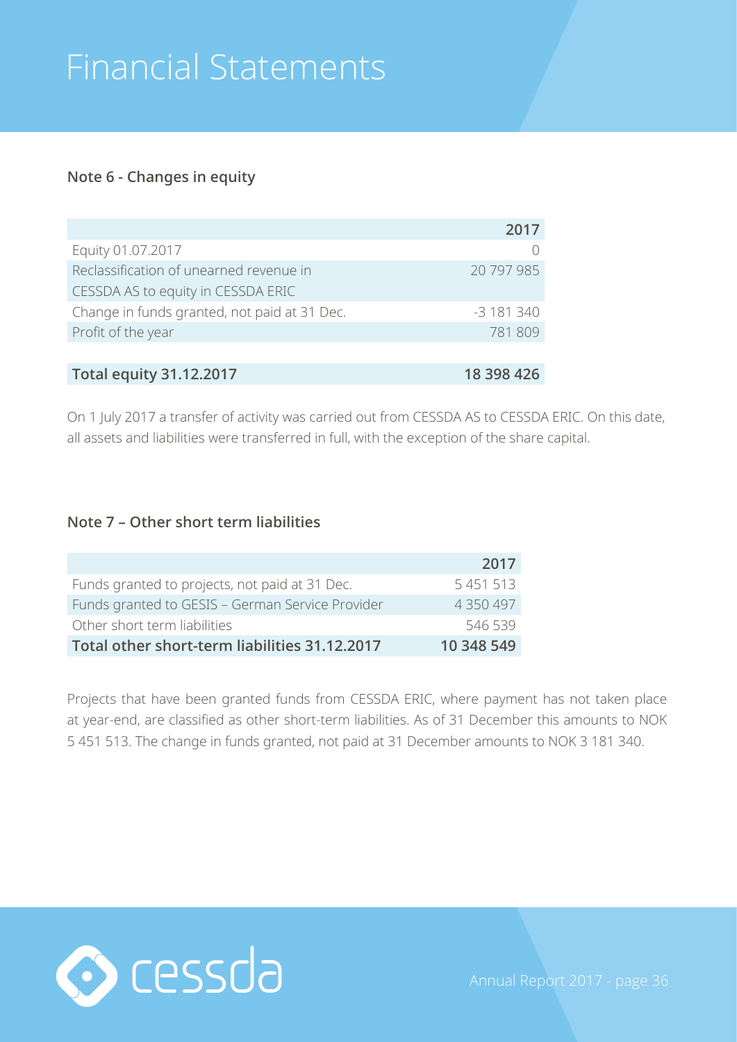# Financial Statements

### Note 6 - Changes in equity

| | 2017 |
|---|---|
| Equity 01.07.2017 | 0 |
| Reclassification of unearned revenue in CESSDA AS to equity in CESSDA ERIC | 20 797 985 |
| Change in funds granted, not paid at 31 Dec. | -3 181 340 |
| Profit of the year | 781 809 |
| | |
| **Total equity 31.12.2017** | **18 398 426** |

On 1 July 2017 a transfer of activity was carried out from CESSDA AS to CESSDA ERIC. On this date, all assets and liabilities were transferred in full, with the exception of the share capital.

### Note 7 – Other short term liabilities

| | 2017 |
|---|---|
| Funds granted to projects, not paid at 31 Dec. | 5 451 513 |
| Funds granted to GESIS – German Service Provider | 4 350 497 |
| Other short term liabilities | 546 539 |
| **Total other short-term liabilities 31.12.2017** | **10 348 549** |

Projects that have been granted funds from CESSDA ERIC, where payment has not taken place at year-end, are classified as other short-term liabilities. As of 31 December this amounts to NOK 5 451 513. The change in funds granted, not paid at 31 December amounts to NOK 3 181 340.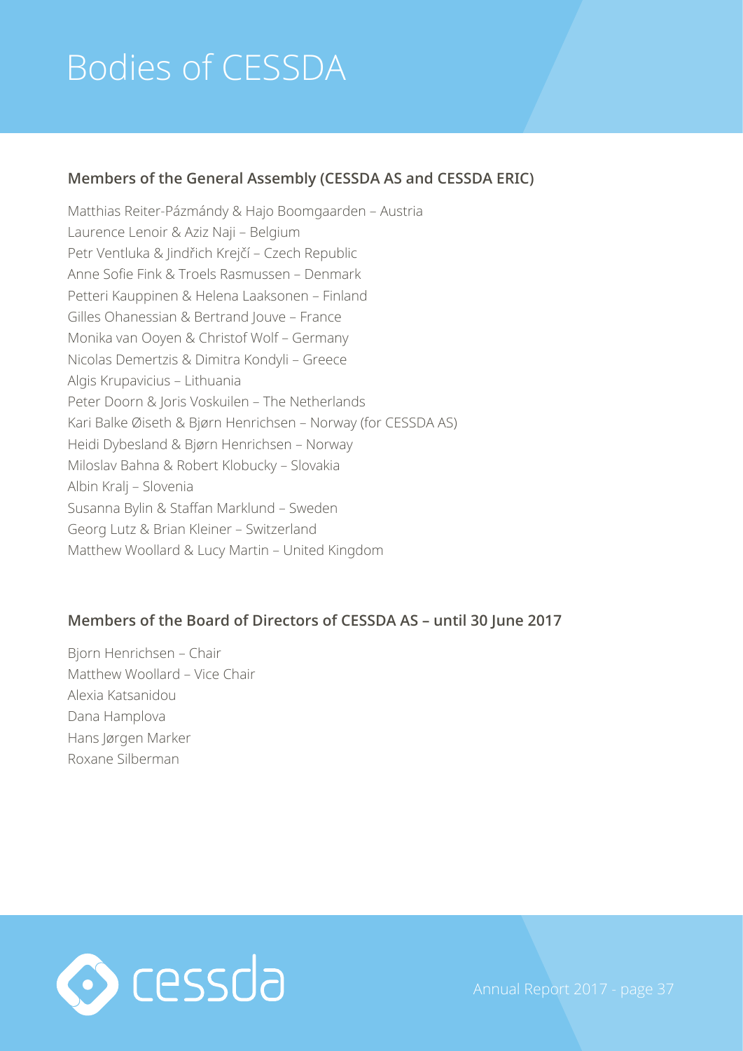# Bodies of CESSDA

### Members of the General Assembly (CESSDA AS and CESSDA ERIC)

Matthias Reiter-Pázmándy & Hajo Boomgaarden – Austria
Laurence Lenoir & Aziz Naji – Belgium
Petr Ventluka & Jindřich Krejčí – Czech Republic
Anne Sofie Fink & Troels Rasmussen – Denmark
Petteri Kauppinen & Helena Laaksonen – Finland
Gilles Ohanessian & Bertrand Jouve – France
Monika van Ooyen & Christof Wolf – Germany
Nicolas Demertzis & Dimitra Kondyli – Greece
Algis Krupavicius – Lithuania
Peter Doorn & Joris Voskuilen – The Netherlands
Kari Balke Øiseth & Bjørn Henrichsen – Norway (for CESSDA AS)
Heidi Dybesland & Bjørn Henrichsen – Norway
Miloslav Bahna & Robert Klobucky – Slovakia
Albin Kralj – Slovenia
Susanna Bylin & Staffan Marklund – Sweden
Georg Lutz & Brian Kleiner – Switzerland
Matthew Woollard & Lucy Martin – United Kingdom

### Members of the Board of Directors of CESSDA AS – until 30 June 2017

Bjorn Henrichsen – Chair
Matthew Woollard – Vice Chair
Alexia Katsanidou
Dana Hamplova
Hans Jørgen Marker
Roxane Silberman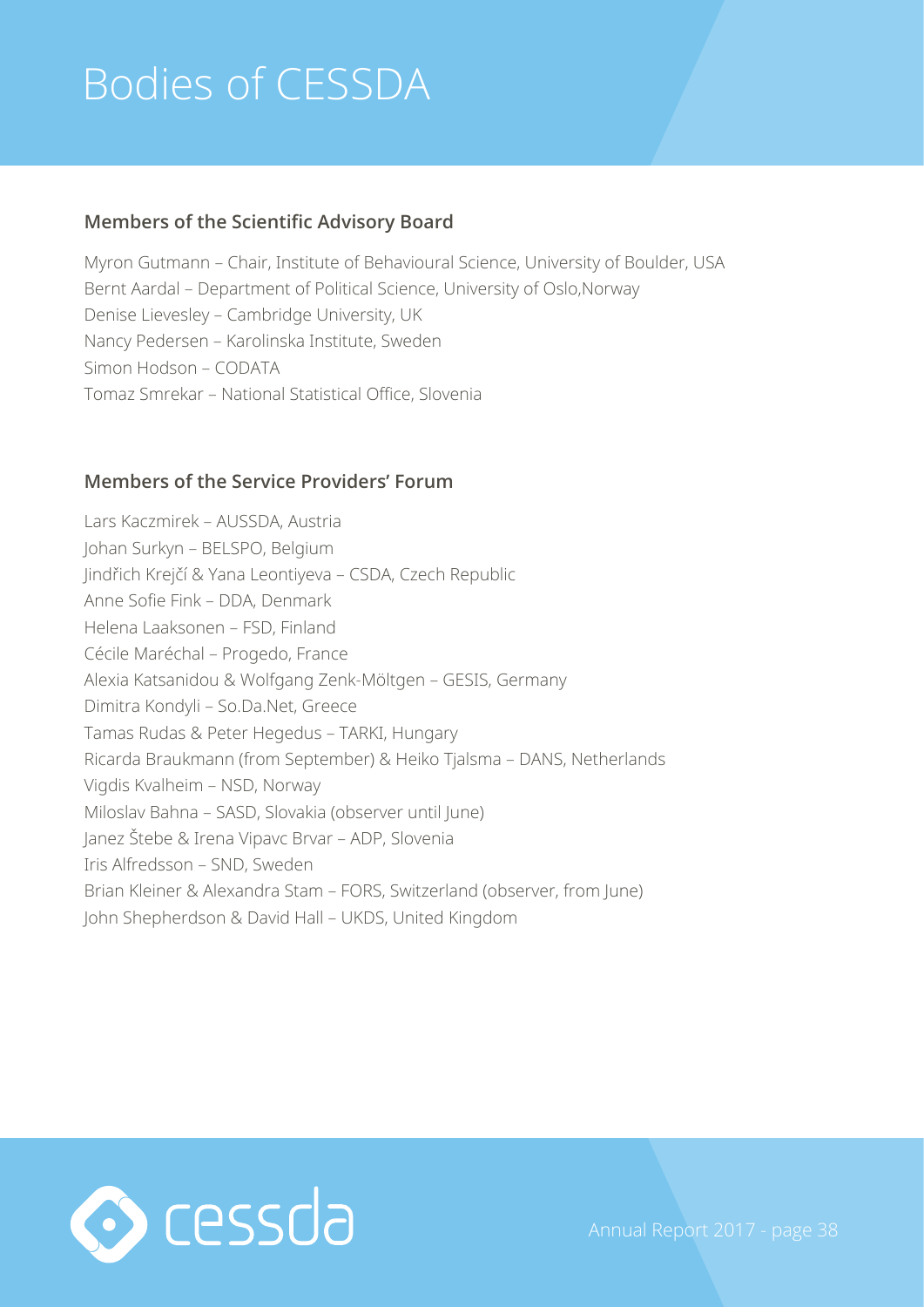# Bodies of CESSDA

## Members of the Scientific Advisory Board

Myron Gutmann – Chair, Institute of Behavioural Science, University of Boulder, USA
Bernt Aardal – Department of Political Science, University of Oslo,Norway
Denise Lievesley – Cambridge University, UK
Nancy Pedersen – Karolinska Institute, Sweden
Simon Hodson – CODATA
Tomaz Smrekar – National Statistical Office, Slovenia

## Members of the Service Providers' Forum

Lars Kaczmirek – AUSSDA, Austria
Johan Surkyn – BELSPO, Belgium
Jindřich Krejčí & Yana Leontiyeva – CSDA, Czech Republic
Anne Sofie Fink – DDA, Denmark
Helena Laaksonen – FSD, Finland
Cécile Maréchal – Progedo, France
Alexia Katsanidou & Wolfgang Zenk-Möltgen – GESIS, Germany
Dimitra Kondyli – So.Da.Net, Greece
Tamas Rudas & Peter Hegedus – TARKI, Hungary
Ricarda Braukmann (from September) & Heiko Tjalsma – DANS, Netherlands
Vigdis Kvalheim – NSD, Norway
Miloslav Bahna – SASD, Slovakia (observer until June)
Janez Štebe & Irena Vipavc Brvar – ADP, Slovenia
Iris Alfredsson – SND, Sweden
Brian Kleiner & Alexandra Stam – FORS, Switzerland (observer, from June)
John Shepherdson & David Hall – UKDS, United Kingdom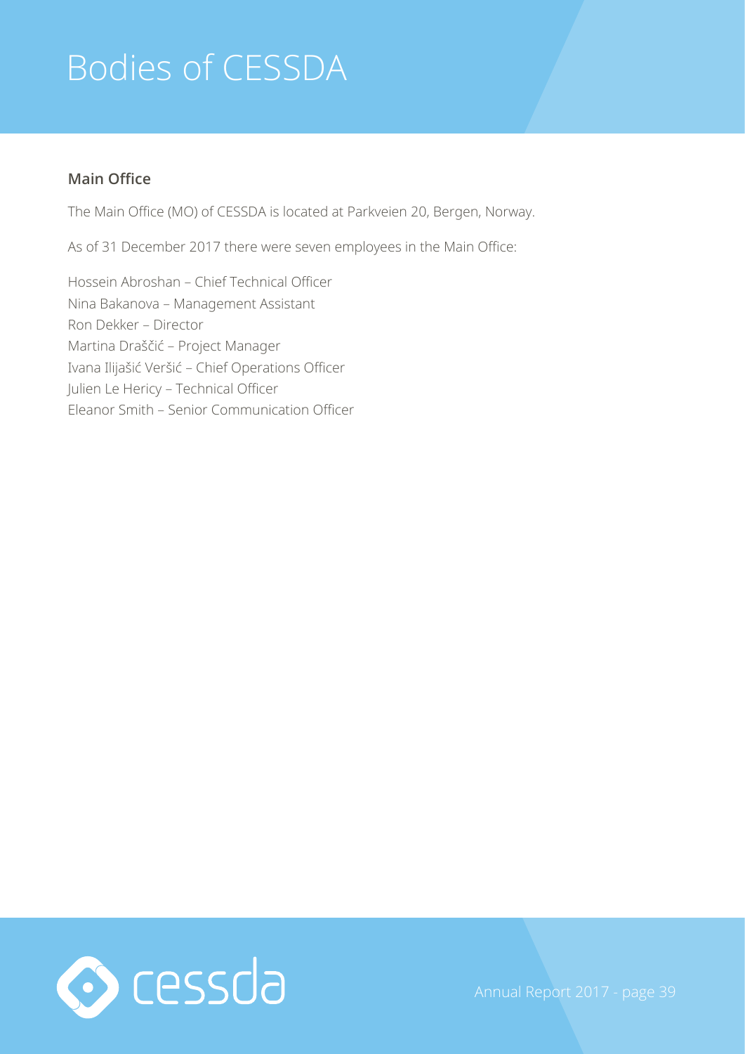# Bodies of CESSDA

## Main Office

The Main Office (MO) of CESSDA is located at Parkveien 20, Bergen, Norway.

As of 31 December 2017 there were seven employees in the Main Office:

Hossein Abroshan – Chief Technical Officer
Nina Bakanova – Management Assistant
Ron Dekker – Director
Martina Draščić – Project Manager
Ivana Ilijašić Veršić – Chief Operations Officer
Julien Le Hericy – Technical Officer
Eleanor Smith – Senior Communication Officer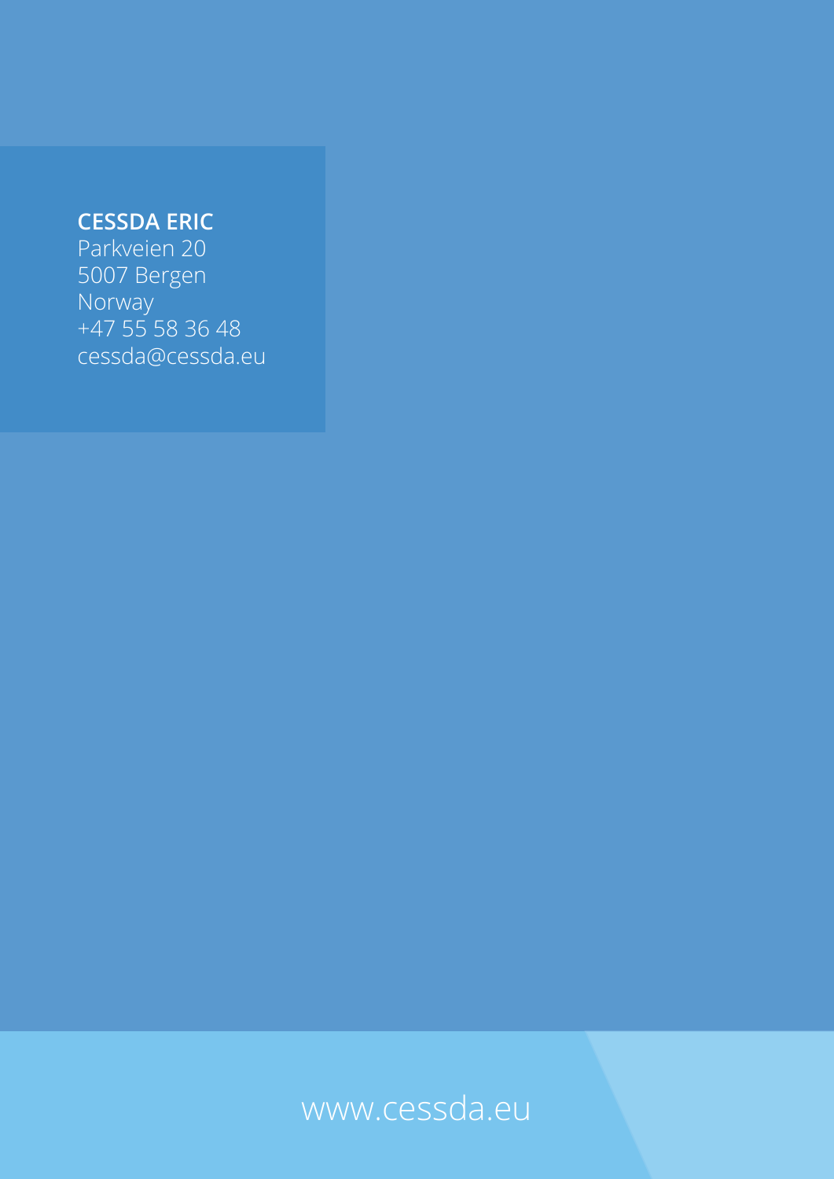**CESSDA ERIC**
Parkveien 20
5007 Bergen
Norway
+47 55 58 36 48
cessda@cessda.eu

www.cessda.eu